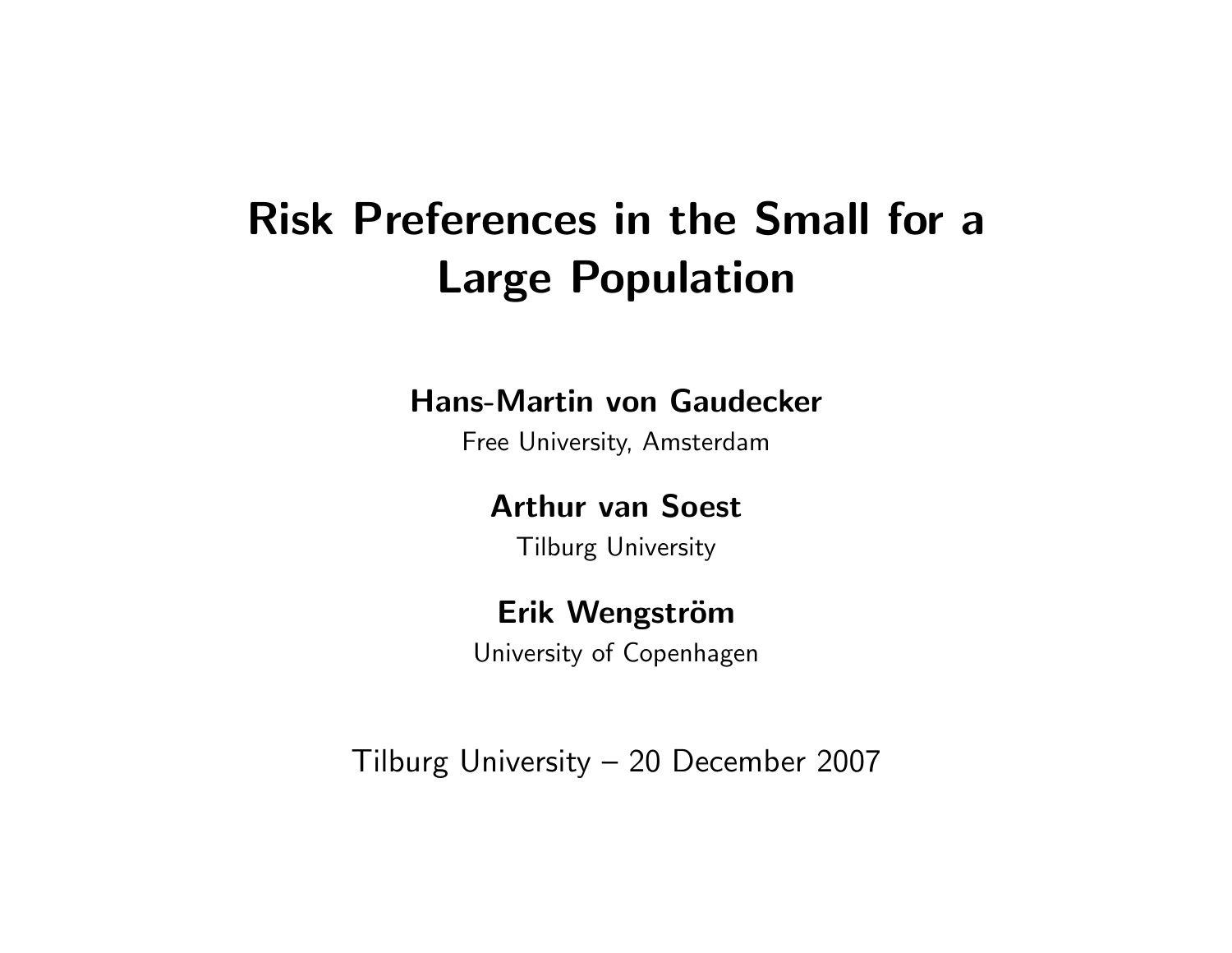# Risk Preferences in the Small for a Large Population

**Hans-Martin von Gaudecker**

Free University, Amsterdam

**Arthur van Soest**

Tilburg University

**Erik Wengström**

University of Copenhagen

Tilburg University – 20 December 2007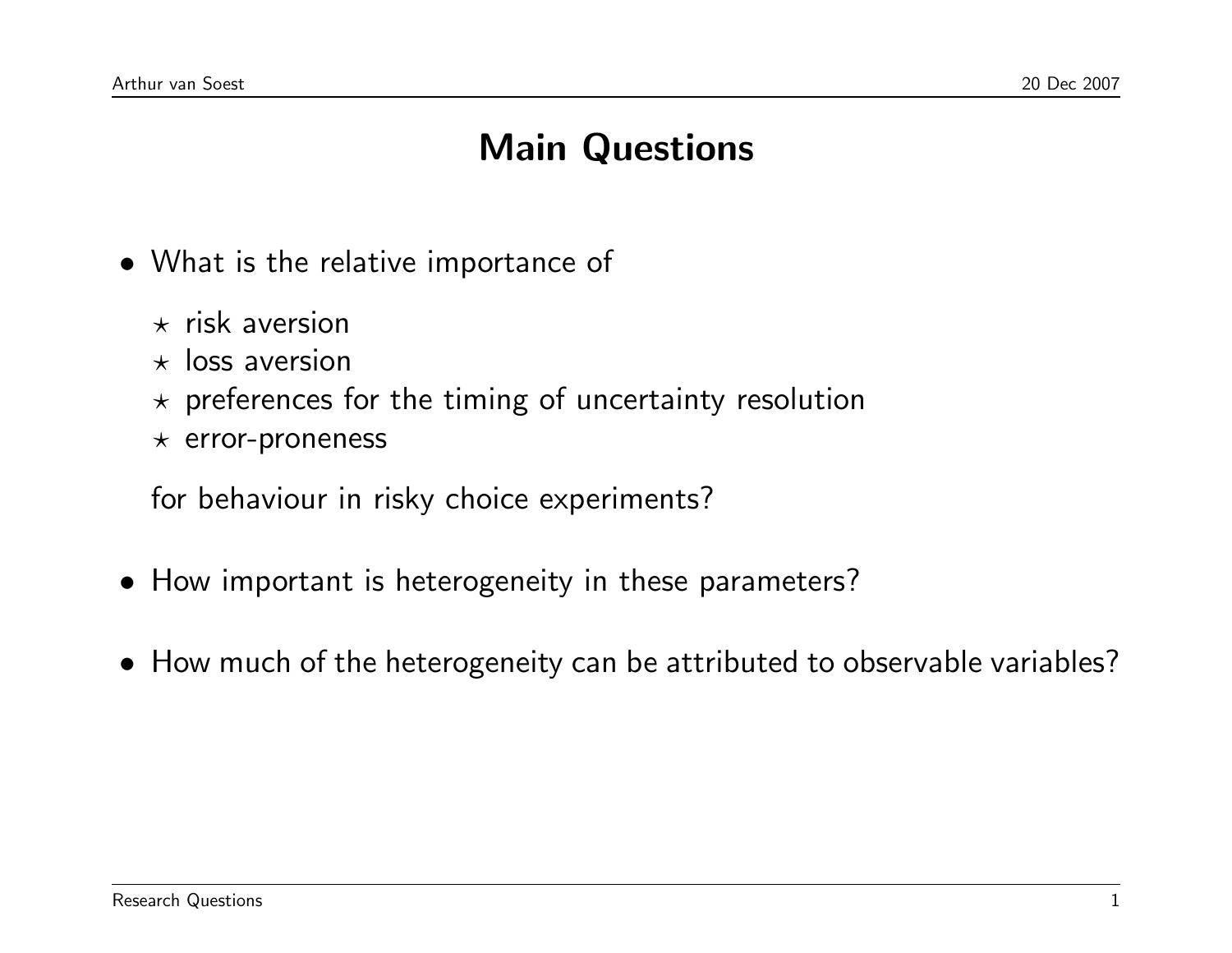# Main Questions

- What is the relative importance of
  - ⋆ risk aversion
  - ⋆ loss aversion
  - ⋆ preferences for the timing of uncertainty resolution
  - ⋆ error-proneness

  for behaviour in risky choice experiments?

- How important is heterogeneity in these parameters?

- How much of the heterogeneity can be attributed to observable variables?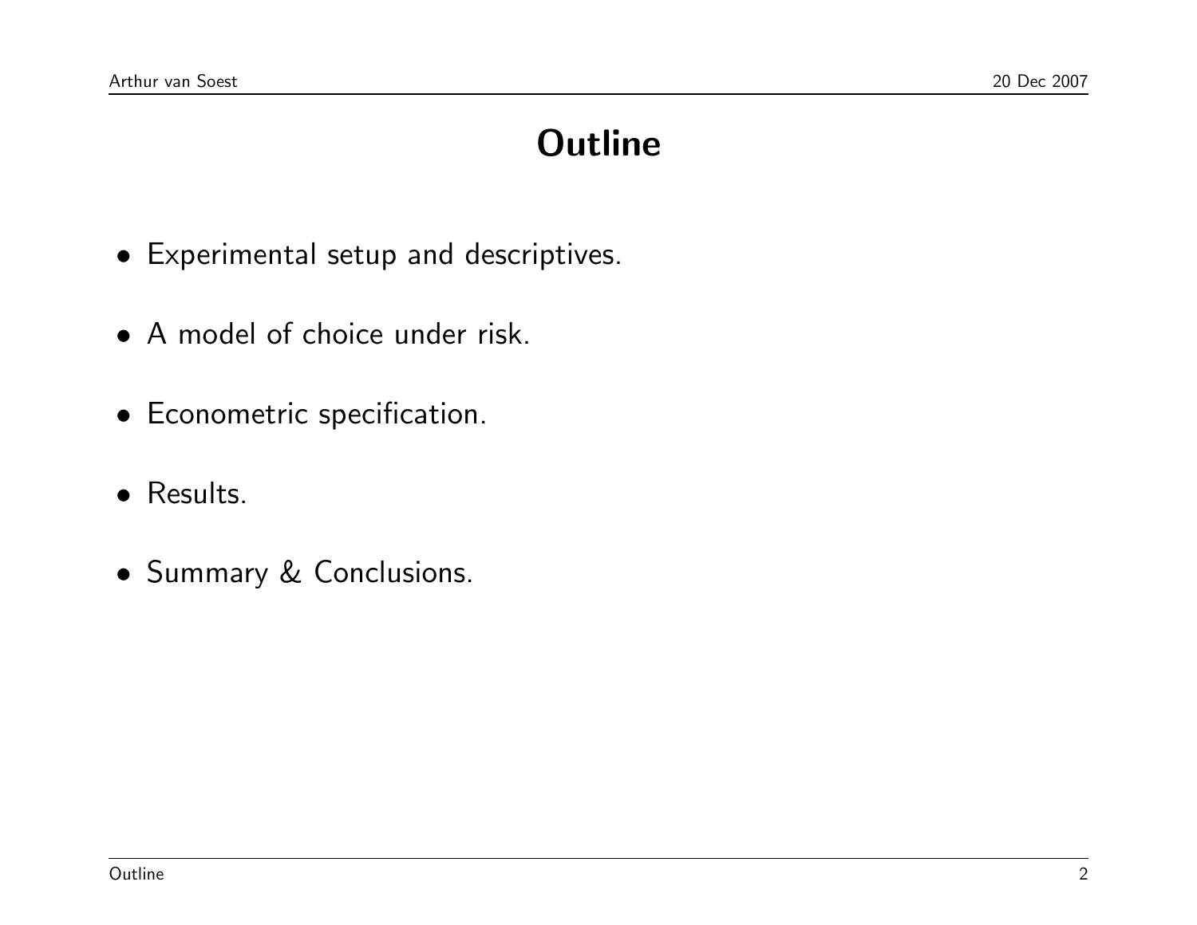# Outline

- Experimental setup and descriptives.
- A model of choice under risk.
- Econometric specification.
- Results.
- Summary & Conclusions.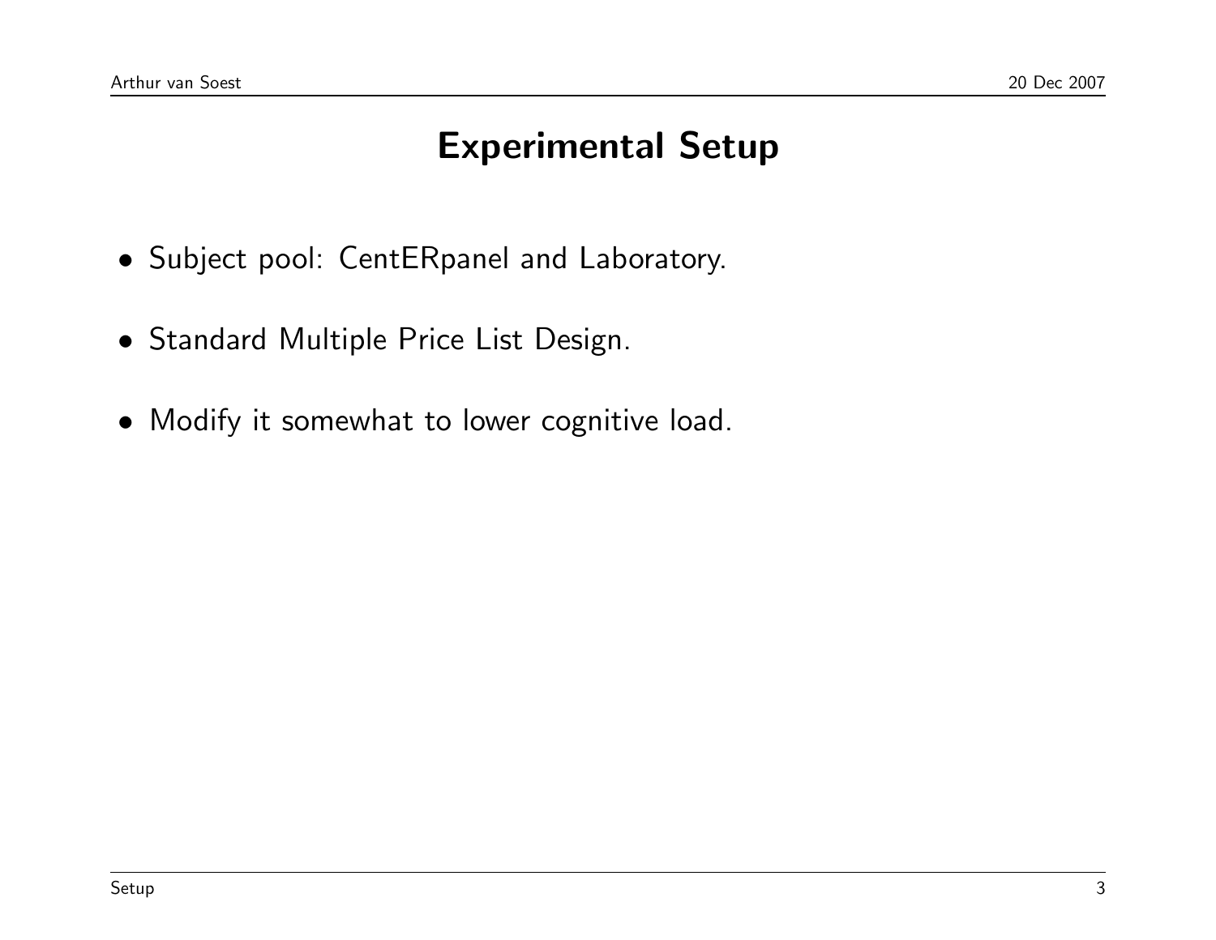# Experimental Setup

- Subject pool: CentERpanel and Laboratory.
- Standard Multiple Price List Design.
- Modify it somewhat to lower cognitive load.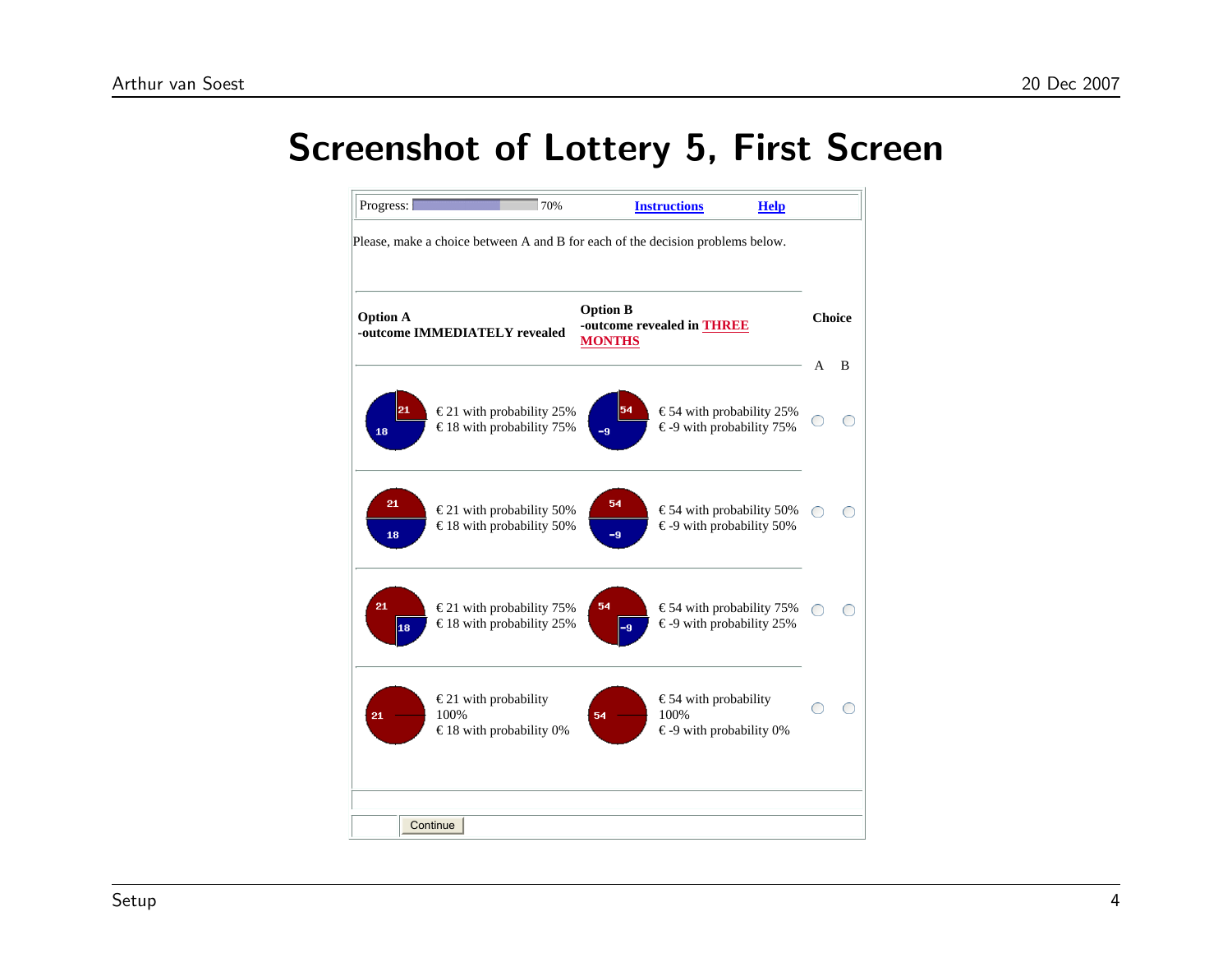# Screenshot of Lottery 5, First Screen

Progress: 70% **Instructions** **Help**

Please, make a choice between A and B for each of the decision problems below.

| **Option A** -outcome IMMEDIATELY revealed | **Option B** -outcome revealed in **THREE MONTHS** | **Choice** A | B |
|---|---|---|---|
| € 21 with probability 25%<br>€ 18 with probability 75% | € 54 with probability 25%<br>€ -9 with probability 75% | ○ | ○ |
| € 21 with probability 50%<br>€ 18 with probability 50% | € 54 with probability 50%<br>€ -9 with probability 50% | ○ | ○ |
| € 21 with probability 75%<br>€ 18 with probability 25% | € 54 with probability 75%<br>€ -9 with probability 25% | ○ | ○ |
| € 21 with probability 100%<br>€ 18 with probability 0% | € 54 with probability 100%<br>€ -9 with probability 0% | ○ | ○ |

Continue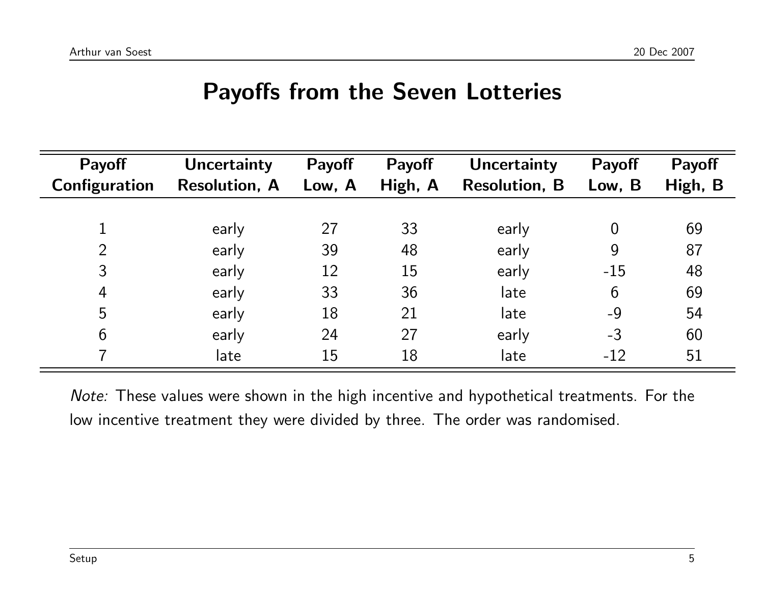# Payoffs from the Seven Lotteries

| Payoff Configuration | Uncertainty Resolution, A | Payoff Low, A | Payoff High, A | Uncertainty Resolution, B | Payoff Low, B | Payoff High, B |
|---|---|---|---|---|---|---|
| 1 | early | 27 | 33 | early | 0 | 69 |
| 2 | early | 39 | 48 | early | 9 | 87 |
| 3 | early | 12 | 15 | early | -15 | 48 |
| 4 | early | 33 | 36 | late | 6 | 69 |
| 5 | early | 18 | 21 | late | -9 | 54 |
| 6 | early | 24 | 27 | early | -3 | 60 |
| 7 | late | 15 | 18 | late | -12 | 51 |

*Note:* These values were shown in the high incentive and hypothetical treatments. For the low incentive treatment they were divided by three. The order was randomised.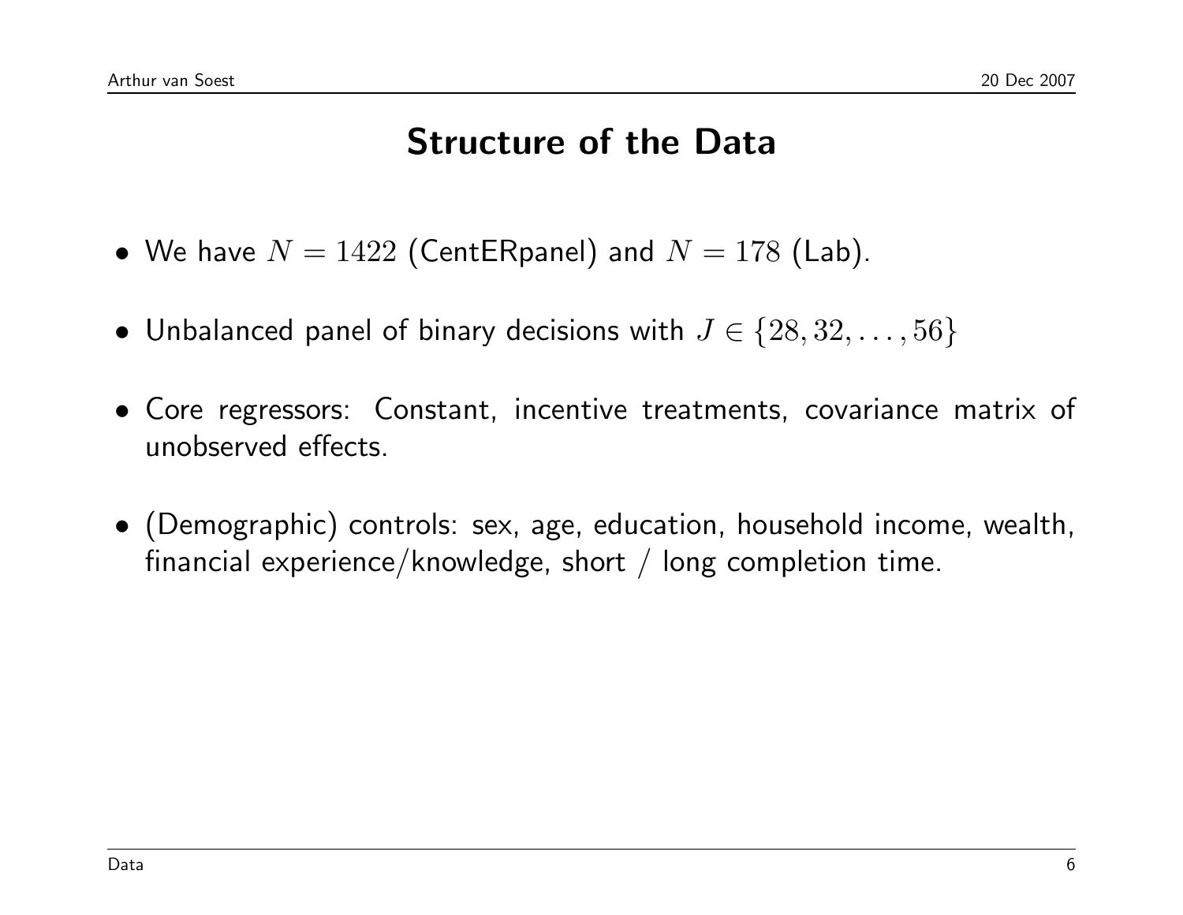# Structure of the Data

- We have $N = 1422$ (CentERpanel) and $N = 178$ (Lab).
- Unbalanced panel of binary decisions with $J \in \{28, 32, \ldots, 56\}$
- Core regressors: Constant, incentive treatments, covariance matrix of unobserved effects.
- (Demographic) controls: sex, age, education, household income, wealth, financial experience/knowledge, short / long completion time.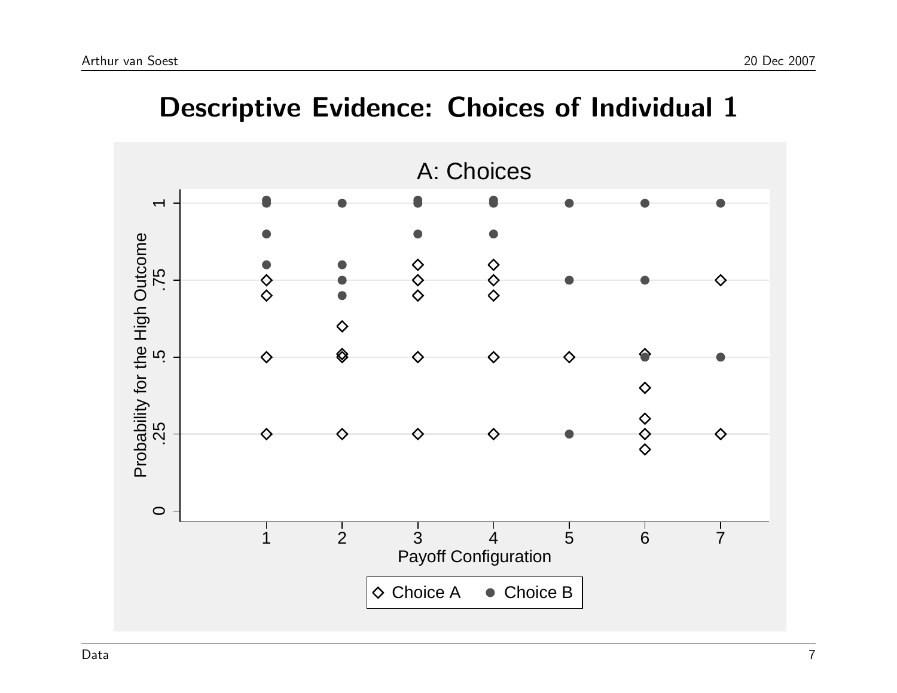# Descriptive Evidence: Choices of Individual 1

A: Choices

Probability for the High Outcome

Payoff Configuration

◇ Choice A ● Choice B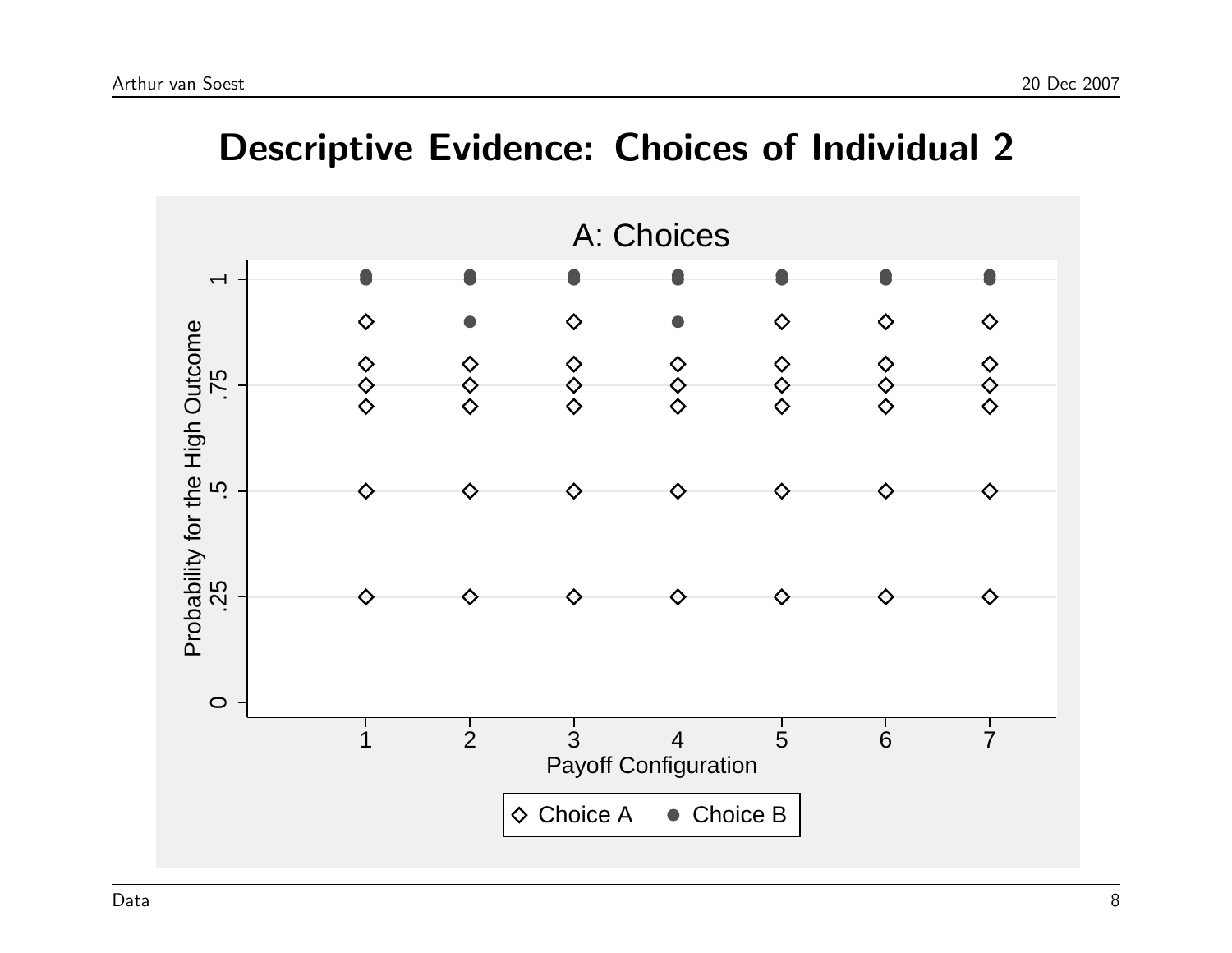# Descriptive Evidence: Choices of Individual 2

A: Choices

Probability for the High Outcome

Payoff Configuration

◇ Choice A ● Choice B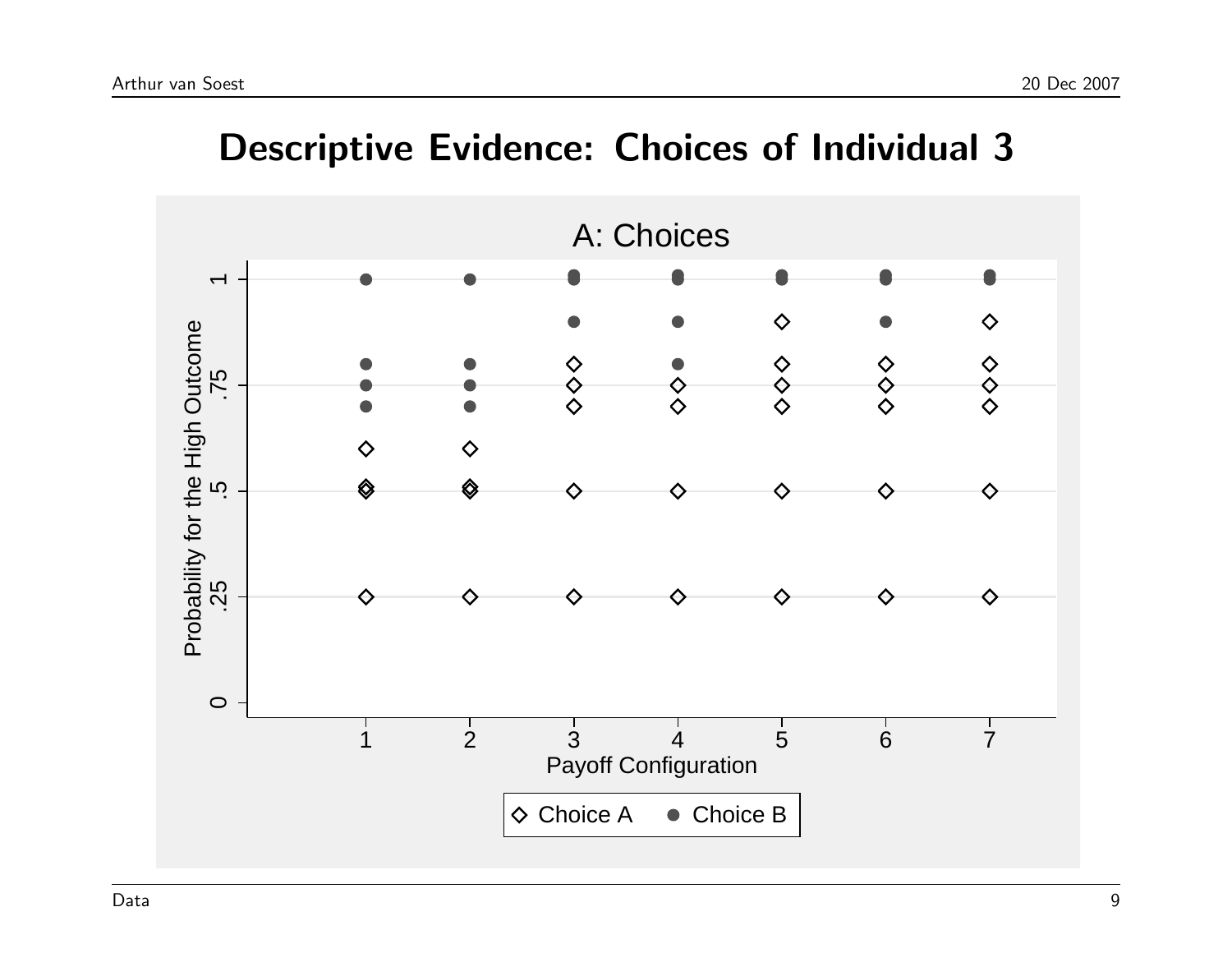# Descriptive Evidence: Choices of Individual 3

A: Choices

Probability for the High Outcome

Payoff Configuration

◇ Choice A ● Choice B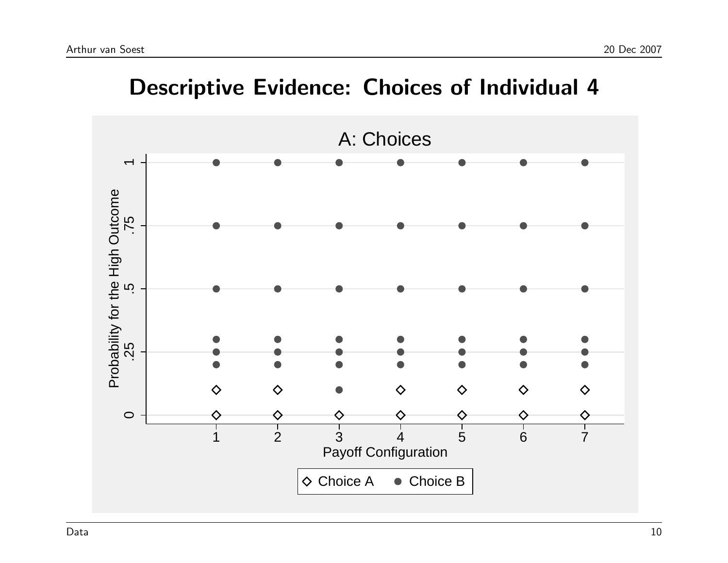# Descriptive Evidence: Choices of Individual 4

A: Choices

Probability for the High Outcome

Payoff Configuration

◇ Choice A ● Choice B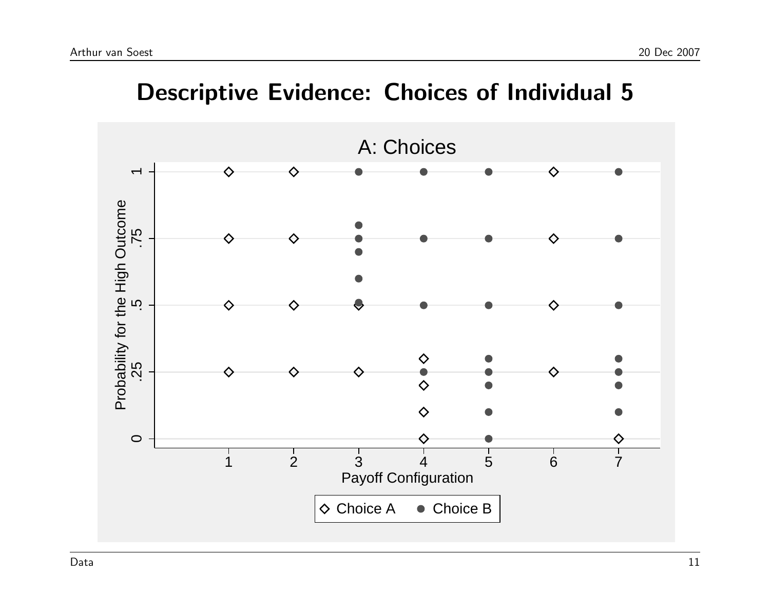# Descriptive Evidence: Choices of Individual 5

A: Choices

Probability for the High Outcome

Payoff Configuration

Choice A   Choice B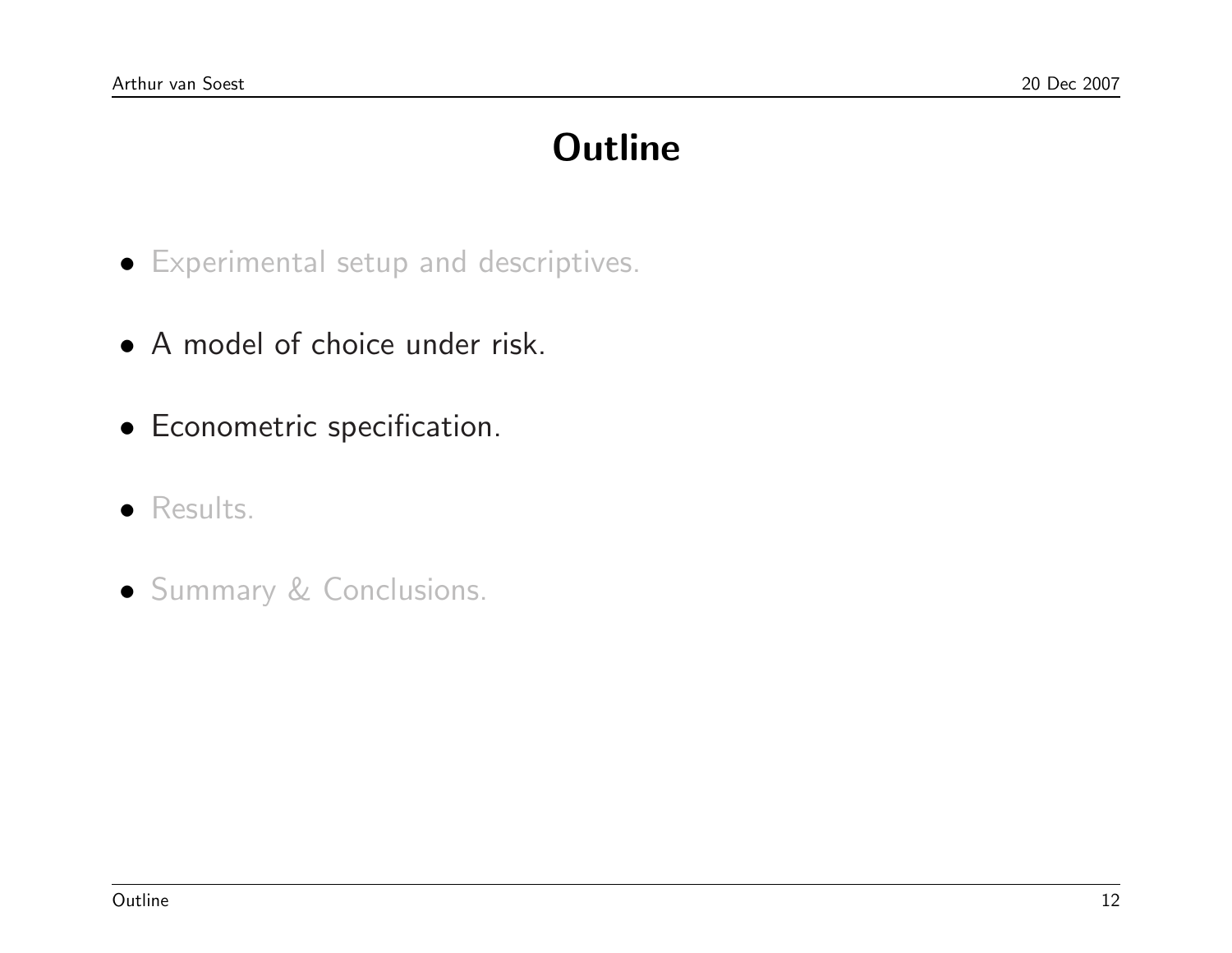# Outline

- Experimental setup and descriptives.
- A model of choice under risk.
- Econometric specification.
- Results.
- Summary & Conclusions.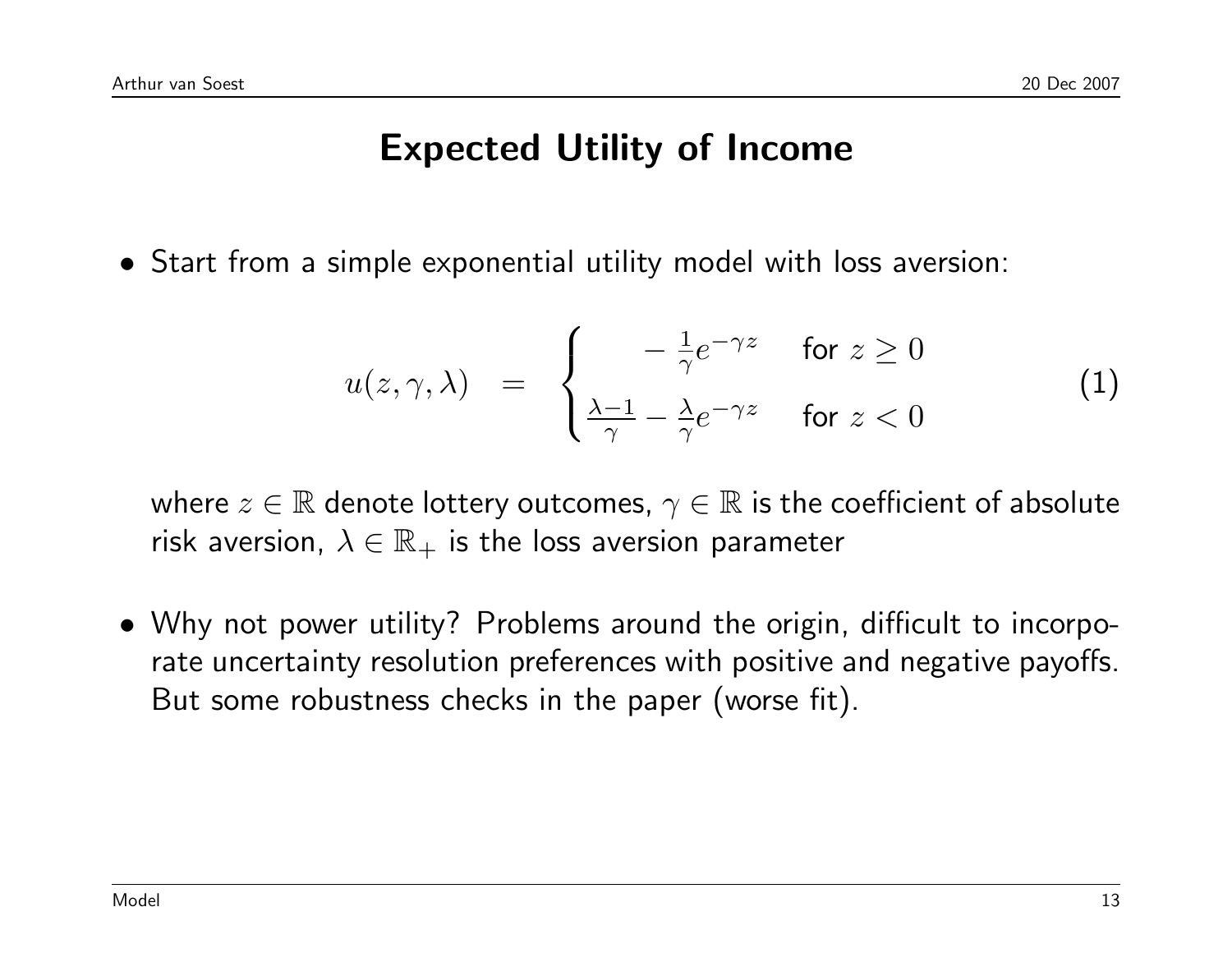# Expected Utility of Income

- Start from a simple exponential utility model with loss aversion:

$$u(z,\gamma,\lambda) \;\; = \;\; \begin{cases} \quad -\frac{1}{\gamma}e^{-\gamma z} & \text{for } z \geq 0 \\ \frac{\lambda-1}{\gamma} - \frac{\lambda}{\gamma}e^{-\gamma z} & \text{for } z < 0 \end{cases} \tag{1}$$

  where $z \in \mathbb{R}$ denote lottery outcomes, $\gamma \in \mathbb{R}$ is the coefficient of absolute risk aversion, $\lambda \in \mathbb{R}_+$ is the loss aversion parameter

- Why not power utility? Problems around the origin, difficult to incorporate uncertainty resolution preferences with positive and negative payoffs. But some robustness checks in the paper (worse fit).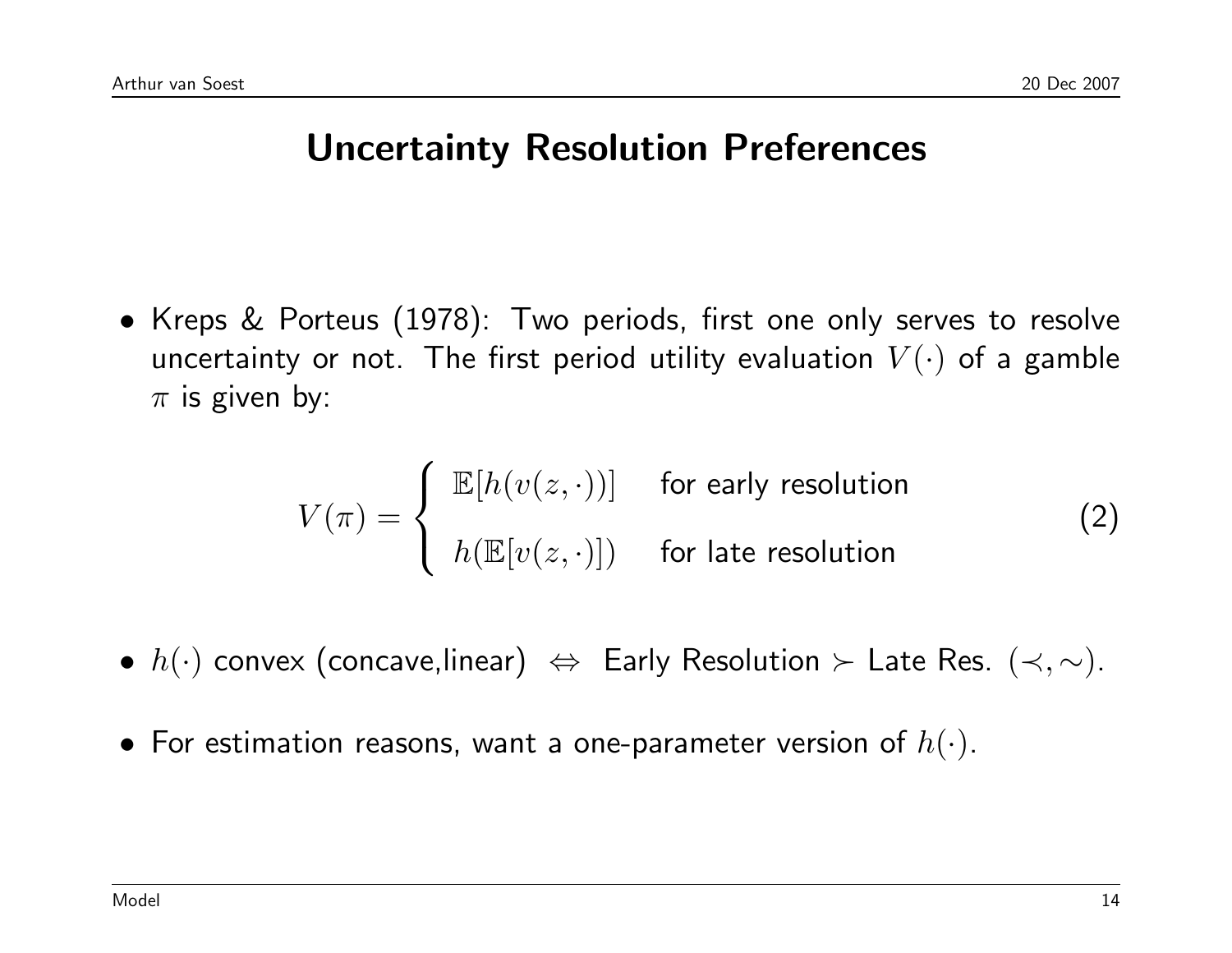# Uncertainty Resolution Preferences

- Kreps & Porteus (1978): Two periods, first one only serves to resolve uncertainty or not. The first period utility evaluation $V(\cdot)$ of a gamble $\pi$ is given by:

$$V(\pi) = \begin{cases} \mathbb{E}[h(v(z,\cdot))] & \text{for early resolution} \\ h(\mathbb{E}[v(z,\cdot)]) & \text{for late resolution} \end{cases} \tag{2}$$

- $h(\cdot)$ convex (concave,linear) $\Leftrightarrow$ Early Resolution $\succ$ Late Res. $(\prec, \sim)$.

- For estimation reasons, want a one-parameter version of $h(\cdot)$.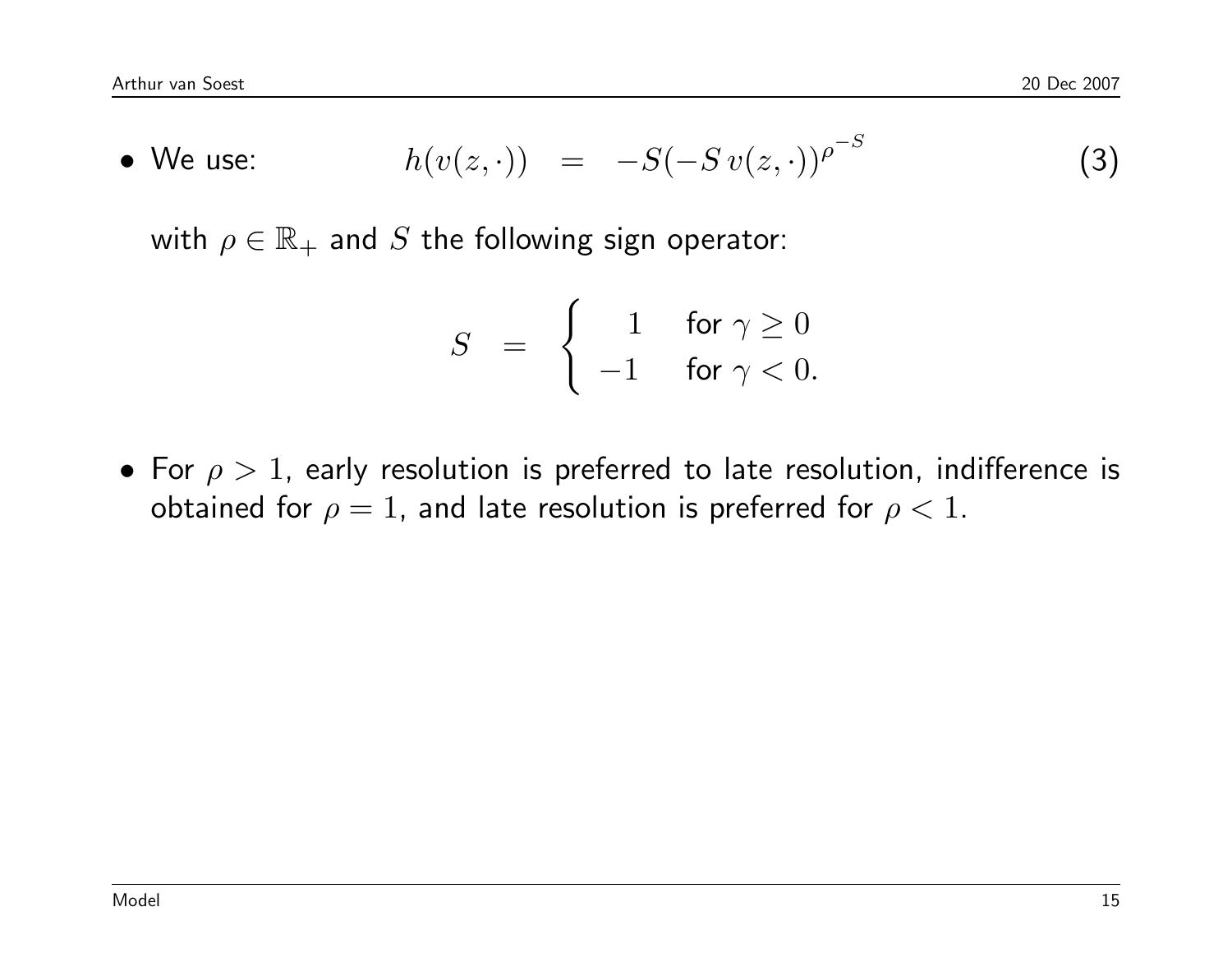- We use: $$h(v(z,\cdot)) \quad = \quad -S(-S\,v(z,\cdot))^{\rho^{-S}} \tag{3}$$

  with $\rho \in \mathbb{R}_+$ and $S$ the following sign operator:

  $$S \quad = \quad \begin{cases} 1 & \text{for } \gamma \geq 0 \\ -1 & \text{for } \gamma < 0. \end{cases}$$

- For $\rho > 1$, early resolution is preferred to late resolution, indifference is obtained for $\rho = 1$, and late resolution is preferred for $\rho < 1$.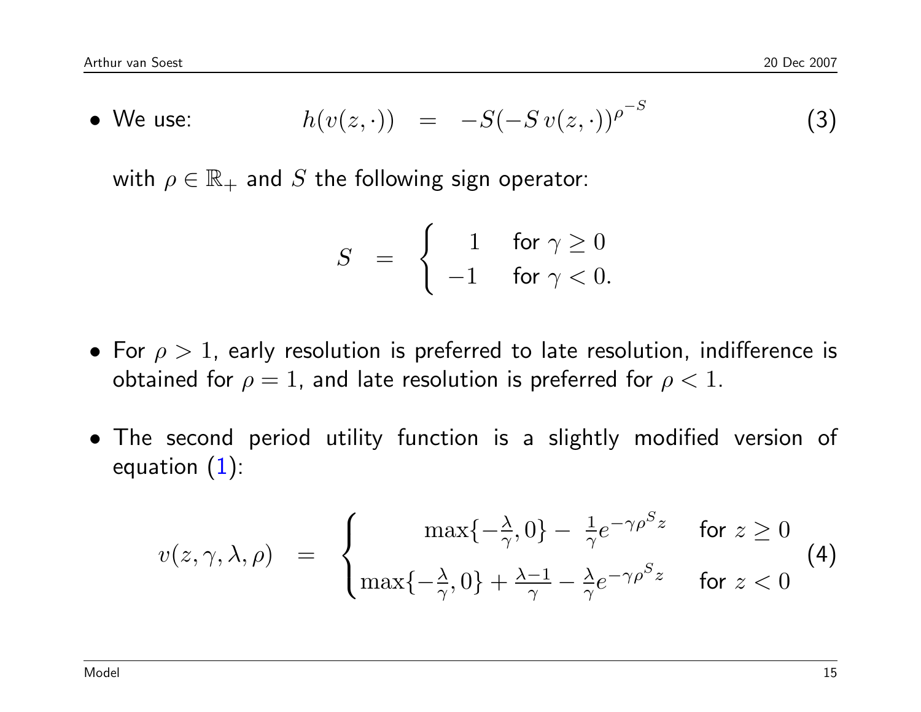- We use:

$$h(v(z,\cdot)) \;=\; -S(-S\,v(z,\cdot))^{\rho^{-S}} \tag{3}$$

  with $\rho \in \mathbb{R}_+$ and $S$ the following sign operator:

$$S \;=\; \begin{cases} 1 & \text{for } \gamma \geq 0 \\ -1 & \text{for } \gamma < 0. \end{cases}$$

- For $\rho > 1$, early resolution is preferred to late resolution, indifference is obtained for $\rho = 1$, and late resolution is preferred for $\rho < 1$.

- The second period utility function is a slightly modified version of equation (1):

$$v(z,\gamma,\lambda,\rho) \;=\; \begin{cases} \max\{-\frac{\lambda}{\gamma}, 0\} - \frac{1}{\gamma}e^{-\gamma\rho^{S}z} & \text{for } z \geq 0 \\ \max\{-\frac{\lambda}{\gamma}, 0\} + \frac{\lambda-1}{\gamma} - \frac{\lambda}{\gamma}e^{-\gamma\rho^{S}z} & \text{for } z < 0 \end{cases} \tag{4}$$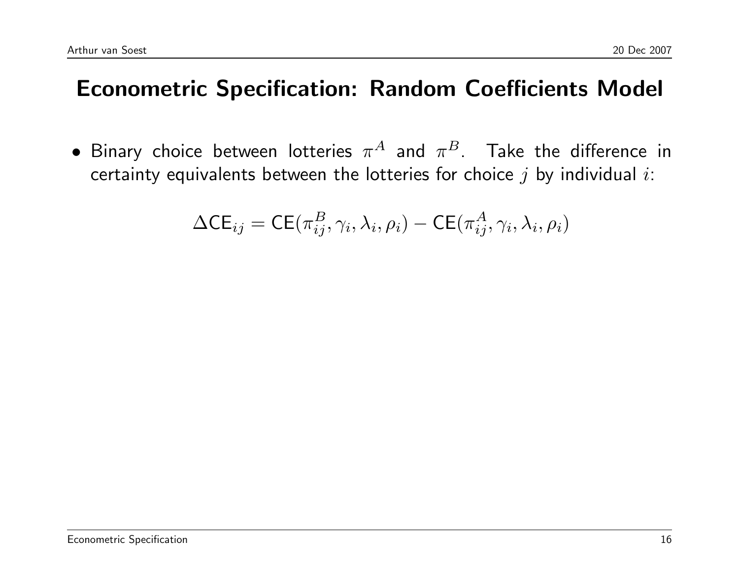## Econometric Specification: Random Coefficients Model

- Binary choice between lotteries $\pi^A$ and $\pi^B$. Take the difference in certainty equivalents between the lotteries for choice $j$ by individual $i$:

$$\Delta\mathsf{CE}_{ij} = \mathsf{CE}(\pi^B_{ij}, \gamma_i, \lambda_i, \rho_i) - \mathsf{CE}(\pi^A_{ij}, \gamma_i, \lambda_i, \rho_i)$$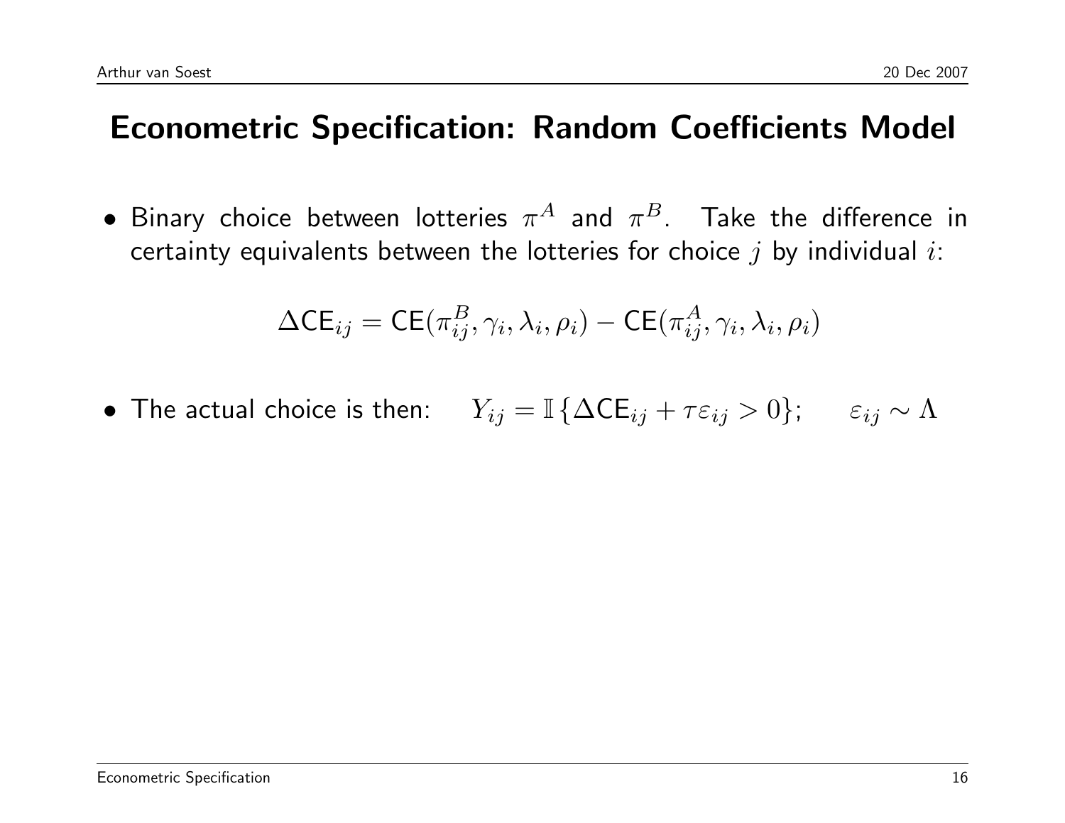# Econometric Specification: Random Coefficients Model

- Binary choice between lotteries $\pi^A$ and $\pi^B$. Take the difference in certainty equivalents between the lotteries for choice $j$ by individual $i$:

$$\Delta\mathsf{CE}_{ij} = \mathsf{CE}(\pi^B_{ij}, \gamma_i, \lambda_i, \rho_i) - \mathsf{CE}(\pi^A_{ij}, \gamma_i, \lambda_i, \rho_i)$$

- The actual choice is then: $Y_{ij} = \mathbb{I}\{\Delta\mathsf{CE}_{ij} + \tau\varepsilon_{ij} > 0\}$; $\varepsilon_{ij} \sim \Lambda$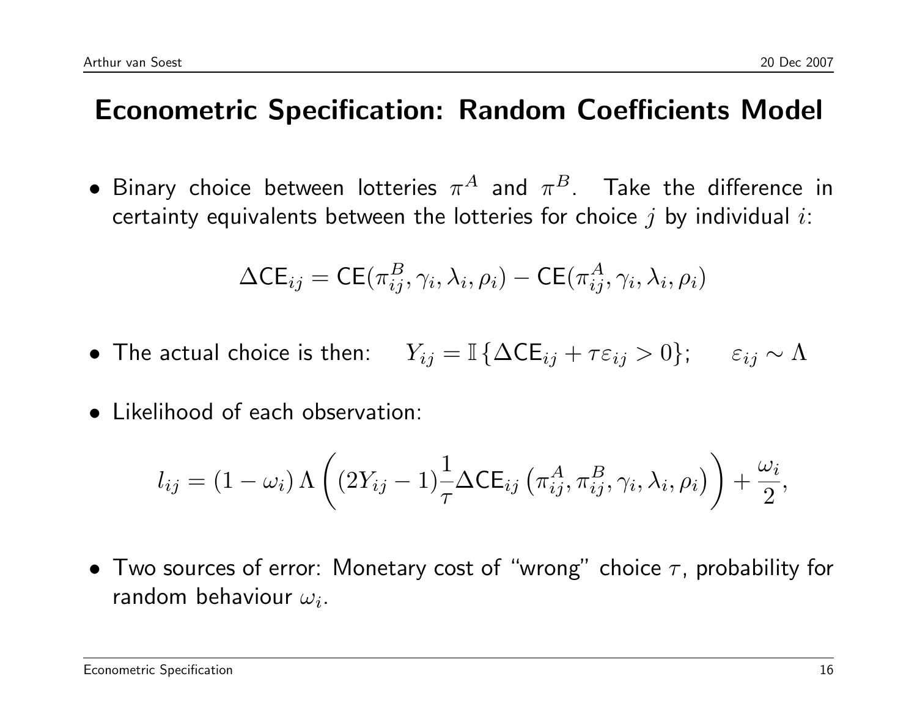## Econometric Specification: Random Coefficients Model

- Binary choice between lotteries $\pi^A$ and $\pi^B$. Take the difference in certainty equivalents between the lotteries for choice $j$ by individual $i$:

$$\Delta \mathsf{CE}_{ij} = \mathsf{CE}(\pi^B_{ij}, \gamma_i, \lambda_i, \rho_i) - \mathsf{CE}(\pi^A_{ij}, \gamma_i, \lambda_i, \rho_i)$$

- The actual choice is then: $\quad Y_{ij} = \mathbb{I}\{\Delta \mathsf{CE}_{ij} + \tau \varepsilon_{ij} > 0\}; \quad \varepsilon_{ij} \sim \Lambda$

- Likelihood of each observation:

$$l_{ij} = (1 - \omega_i)\, \Lambda\left( (2Y_{ij} - 1) \frac{1}{\tau} \Delta \mathsf{CE}_{ij}\left(\pi^A_{ij}, \pi^B_{ij}, \gamma_i, \lambda_i, \rho_i\right) \right) + \frac{\omega_i}{2},$$

- Two sources of error: Monetary cost of "wrong" choice $\tau$, probability for random behaviour $\omega_i$.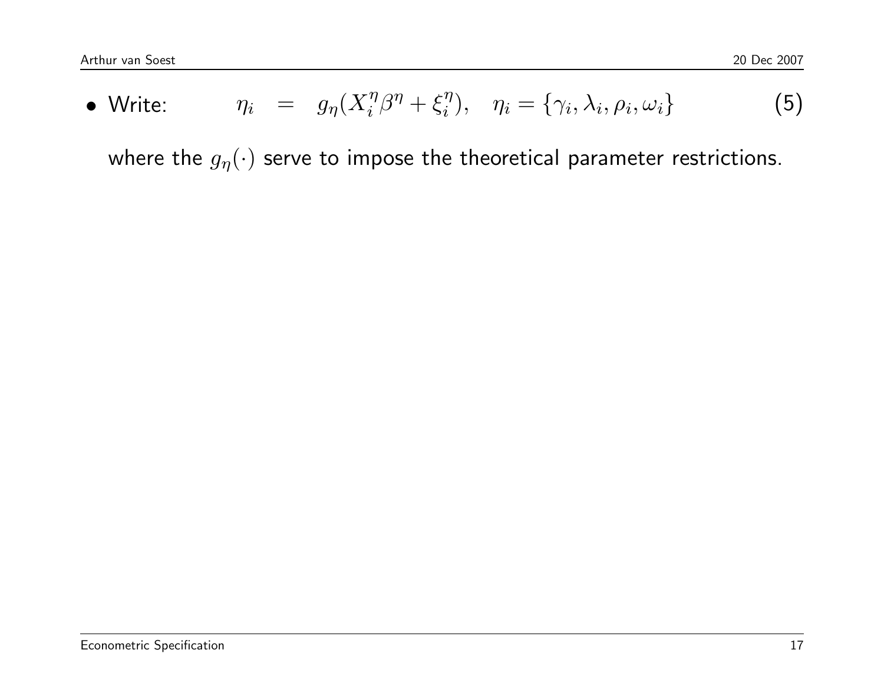- Write: $$\eta_i = g_\eta(X_i^\eta \beta^\eta + \xi_i^\eta), \quad \eta_i = \{\gamma_i, \lambda_i, \rho_i, \omega_i\} \tag{5}$$

  where the $g_\eta(\cdot)$ serve to impose the theoretical parameter restrictions.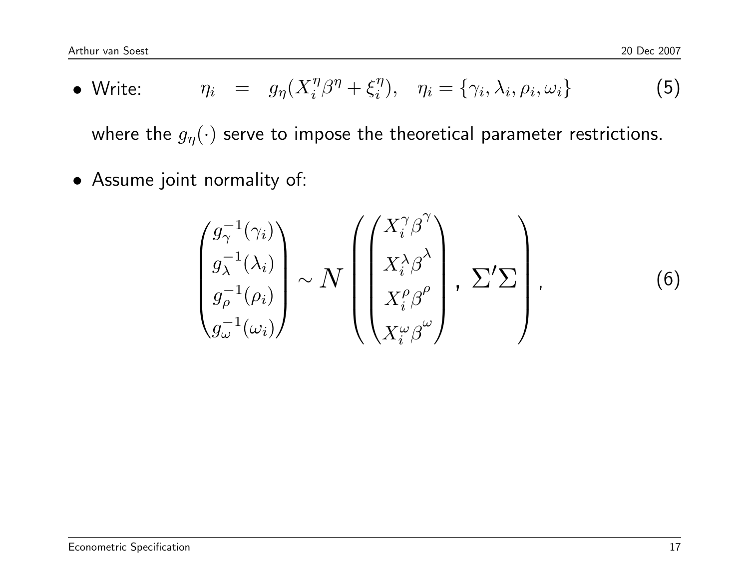- Write: $$\eta_i \quad = \quad g_\eta(X_i^\eta \beta^\eta + \xi_i^\eta), \quad \eta_i = \{\gamma_i, \lambda_i, \rho_i, \omega_i\} \tag{5}$$

  where the $g_\eta(\cdot)$ serve to impose the theoretical parameter restrictions.

- Assume joint normality of:

$$\begin{pmatrix} g_\gamma^{-1}(\gamma_i) \\ g_\lambda^{-1}(\lambda_i) \\ g_\rho^{-1}(\rho_i) \\ g_\omega^{-1}(\omega_i) \end{pmatrix} \sim N \left( \begin{pmatrix} X_i^\gamma \beta^\gamma \\ X_i^\lambda \beta^\lambda \\ X_i^\rho \beta^\rho \\ X_i^\omega \beta^\omega \end{pmatrix}, \, \Sigma' \Sigma \right), \tag{6}$$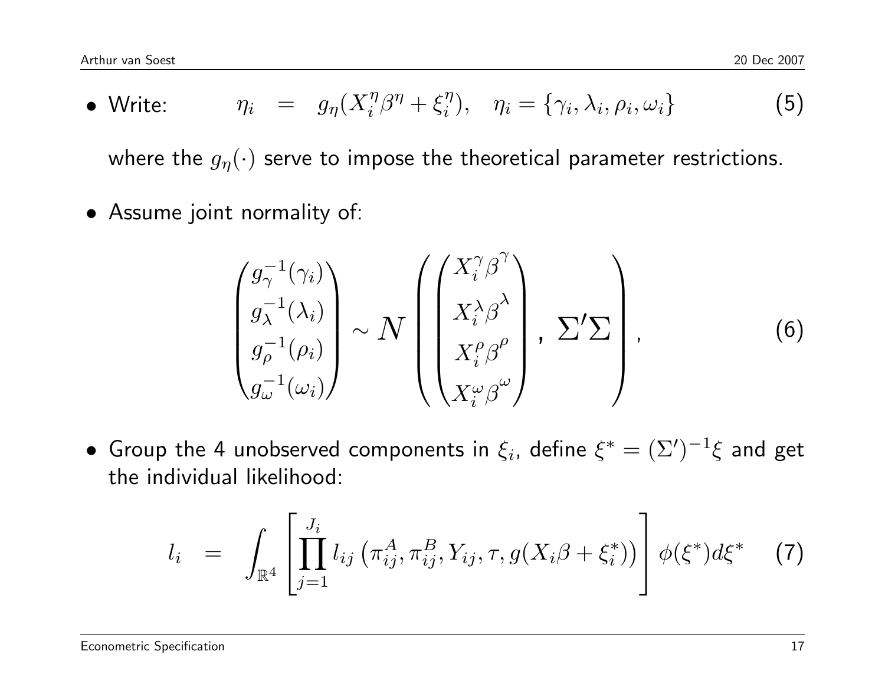- Write: $$\eta_i = g_\eta(X_i^\eta \beta^\eta + \xi_i^\eta), \quad \eta_i = \{\gamma_i, \lambda_i, \rho_i, \omega_i\} \tag{5}$$

  where the $g_\eta(\cdot)$ serve to impose the theoretical parameter restrictions.

- Assume joint normality of:

$$\begin{pmatrix} g_\gamma^{-1}(\gamma_i) \\ g_\lambda^{-1}(\lambda_i) \\ g_\rho^{-1}(\rho_i) \\ g_\omega^{-1}(\omega_i) \end{pmatrix} \sim N \left( \begin{pmatrix} X_i^\gamma \beta^\gamma \\ X_i^\lambda \beta^\lambda \\ X_i^\rho \beta^\rho \\ X_i^\omega \beta^\omega \end{pmatrix}, \, \Sigma' \Sigma \right), \tag{6}$$

- Group the 4 unobserved components in $\xi_i$, define $\xi^* = (\Sigma')^{-1}\xi$ and get the individual likelihood:

$$l_i = \int_{\mathbb{R}^4} \left[ \prod_{j=1}^{J_i} l_{ij} \left( \pi_{ij}^A, \pi_{ij}^B, Y_{ij}, \tau, g(X_i\beta + \xi_i^*) \right) \right] \phi(\xi^*) d\xi^* \tag{7}$$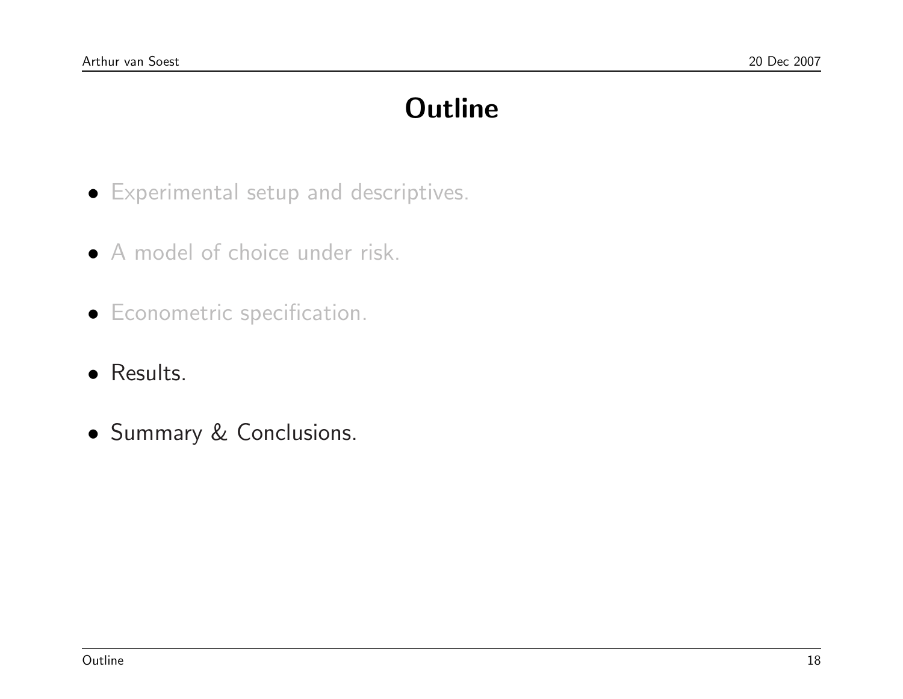# Outline

- Experimental setup and descriptives.
- A model of choice under risk.
- Econometric specification.
- Results.
- Summary & Conclusions.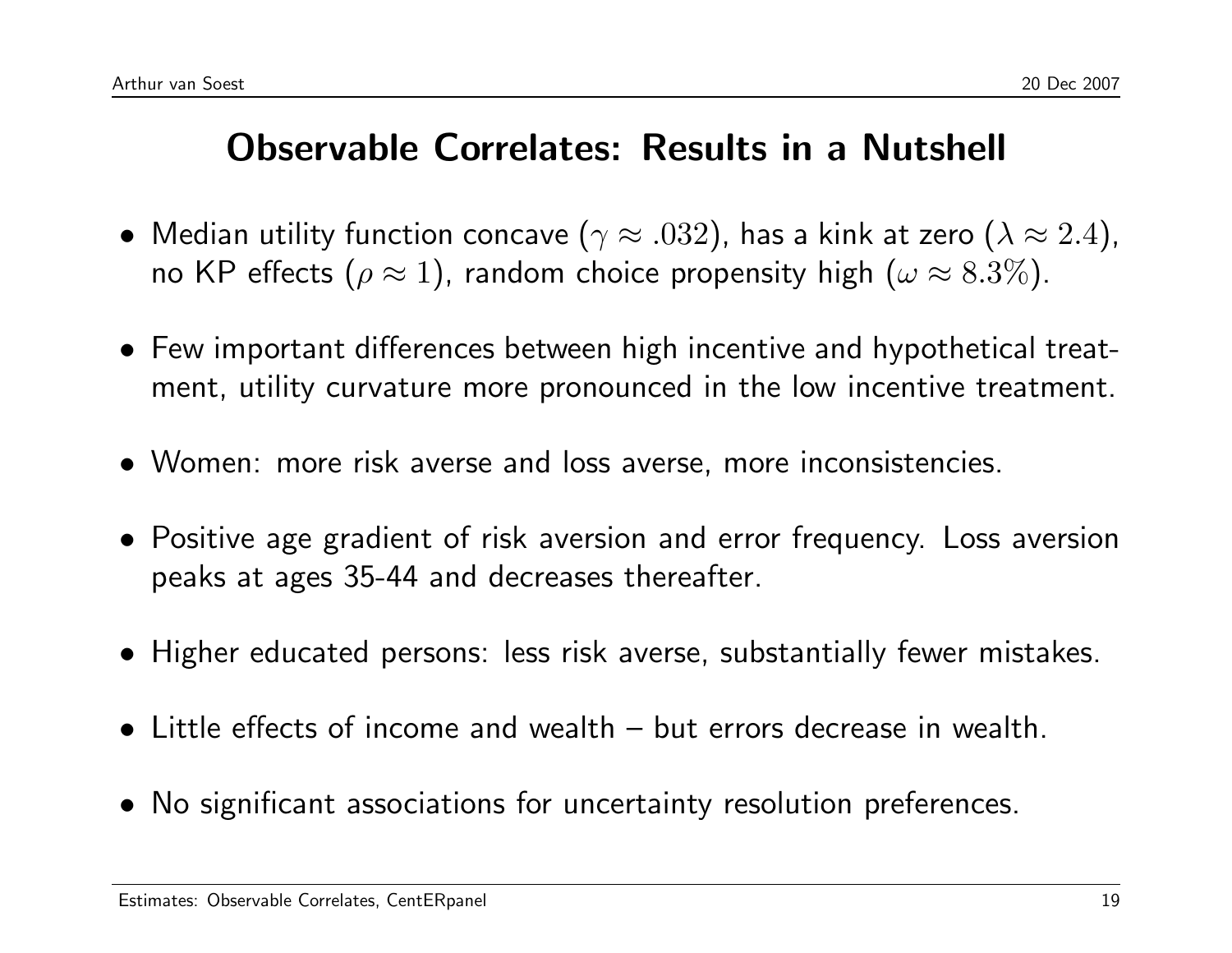## Observable Correlates: Results in a Nutshell

- Median utility function concave ($\gamma \approx .032$), has a kink at zero ($\lambda \approx 2.4$), no KP effects ($\rho \approx 1$), random choice propensity high ($\omega \approx 8.3\%$).
- Few important differences between high incentive and hypothetical treatment, utility curvature more pronounced in the low incentive treatment.
- Women: more risk averse and loss averse, more inconsistencies.
- Positive age gradient of risk aversion and error frequency. Loss aversion peaks at ages 35-44 and decreases thereafter.
- Higher educated persons: less risk averse, substantially fewer mistakes.
- Little effects of income and wealth – but errors decrease in wealth.
- No significant associations for uncertainty resolution preferences.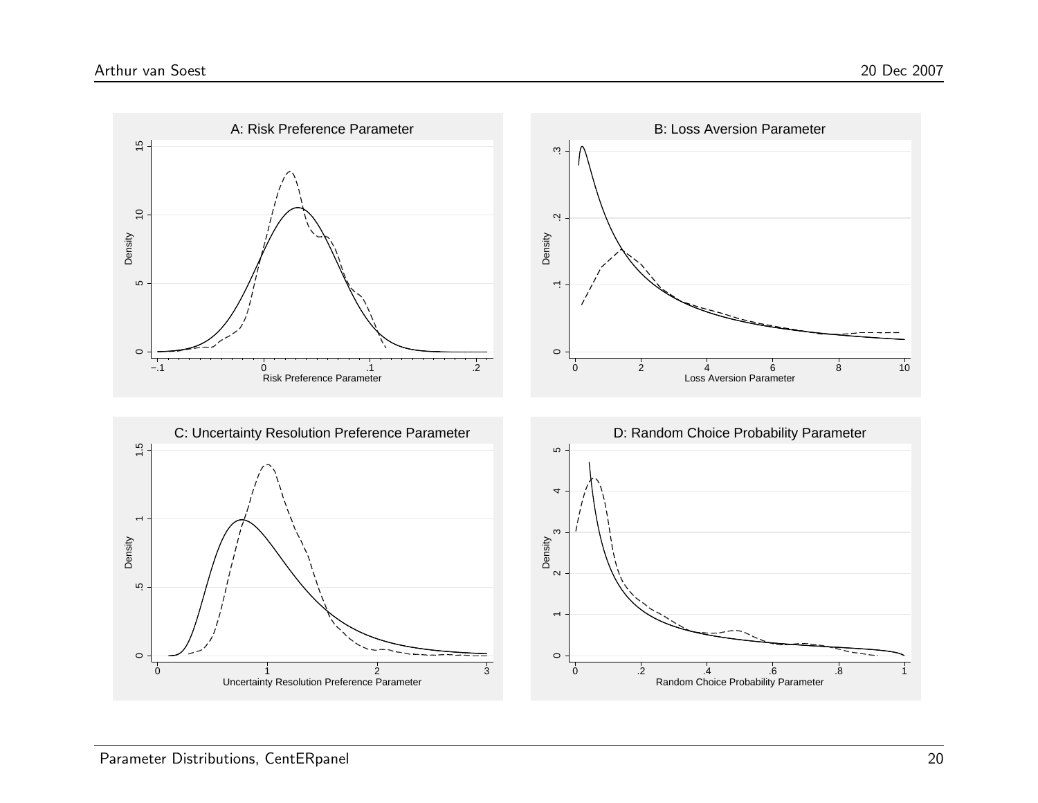A: Risk Preference Parameter

B: Loss Aversion Parameter

C: Uncertainty Resolution Preference Parameter

D: Random Choice Probability Parameter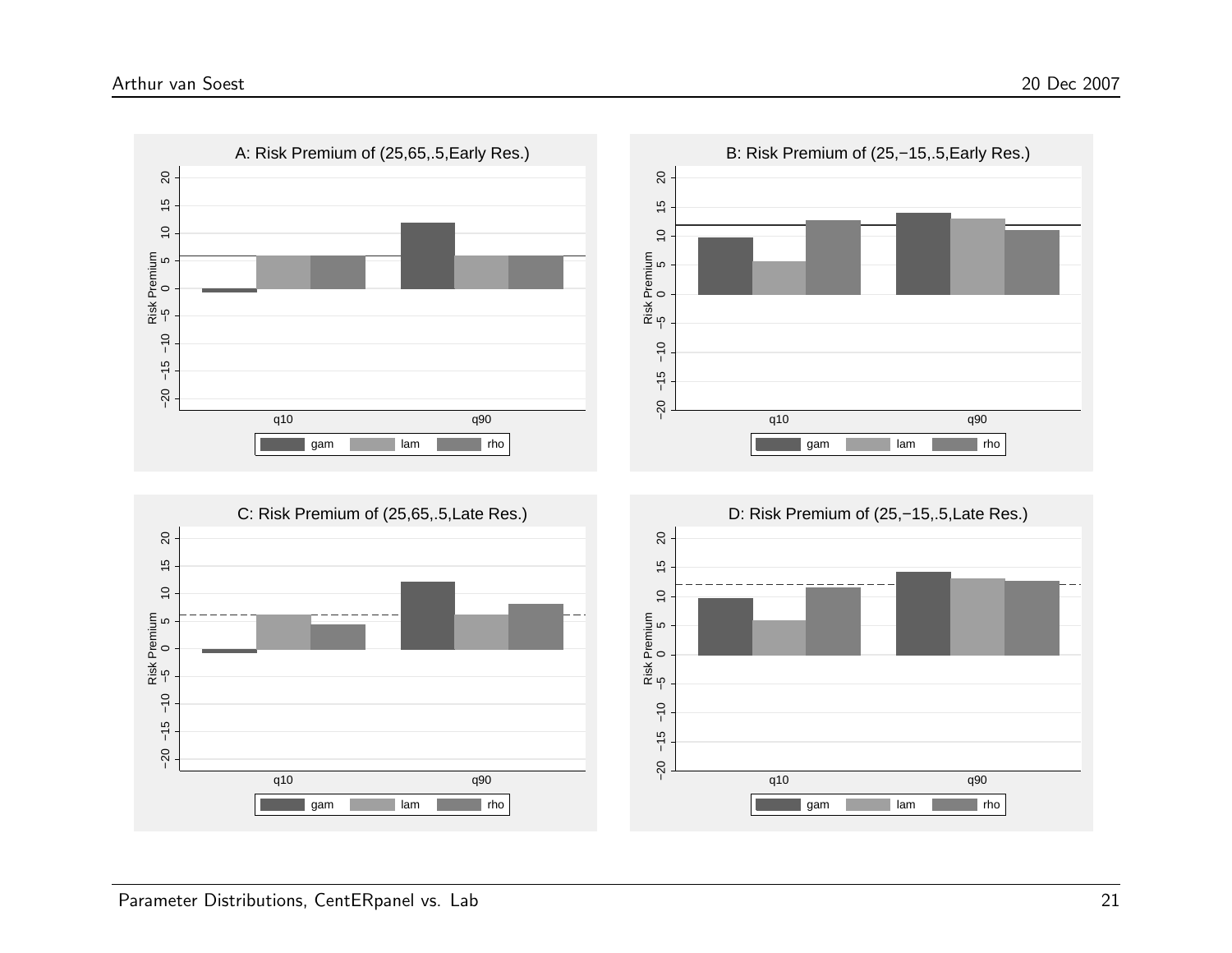A: Risk Premium of (25,65,.5,Early Res.)

B: Risk Premium of (25,−15,.5,Early Res.)

C: Risk Premium of (25,65,.5,Late Res.)

D: Risk Premium of (25,−15,.5,Late Res.)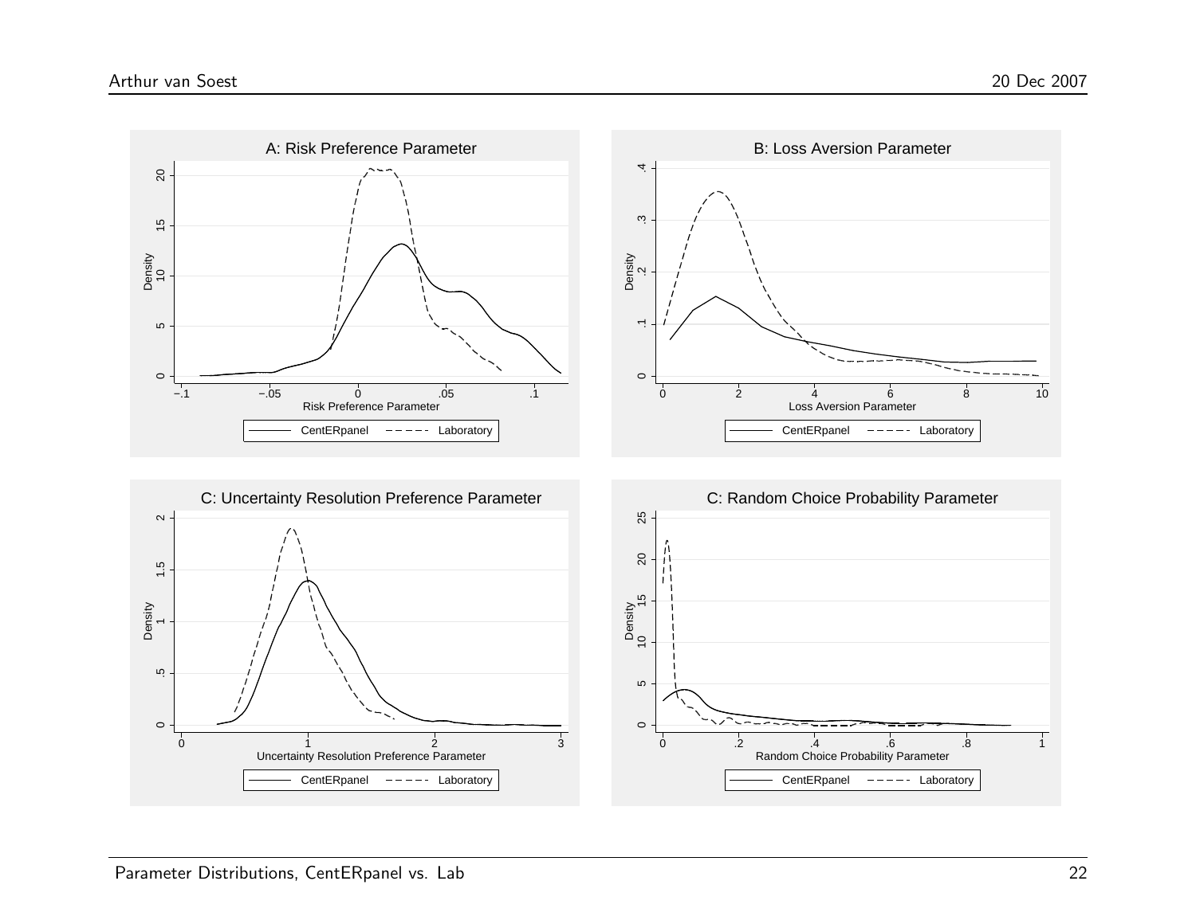A: Risk Preference Parameter

B: Loss Aversion Parameter

C: Uncertainty Resolution Preference Parameter

C: Random Choice Probability Parameter

Parameter Distributions, CentERpanel vs. Lab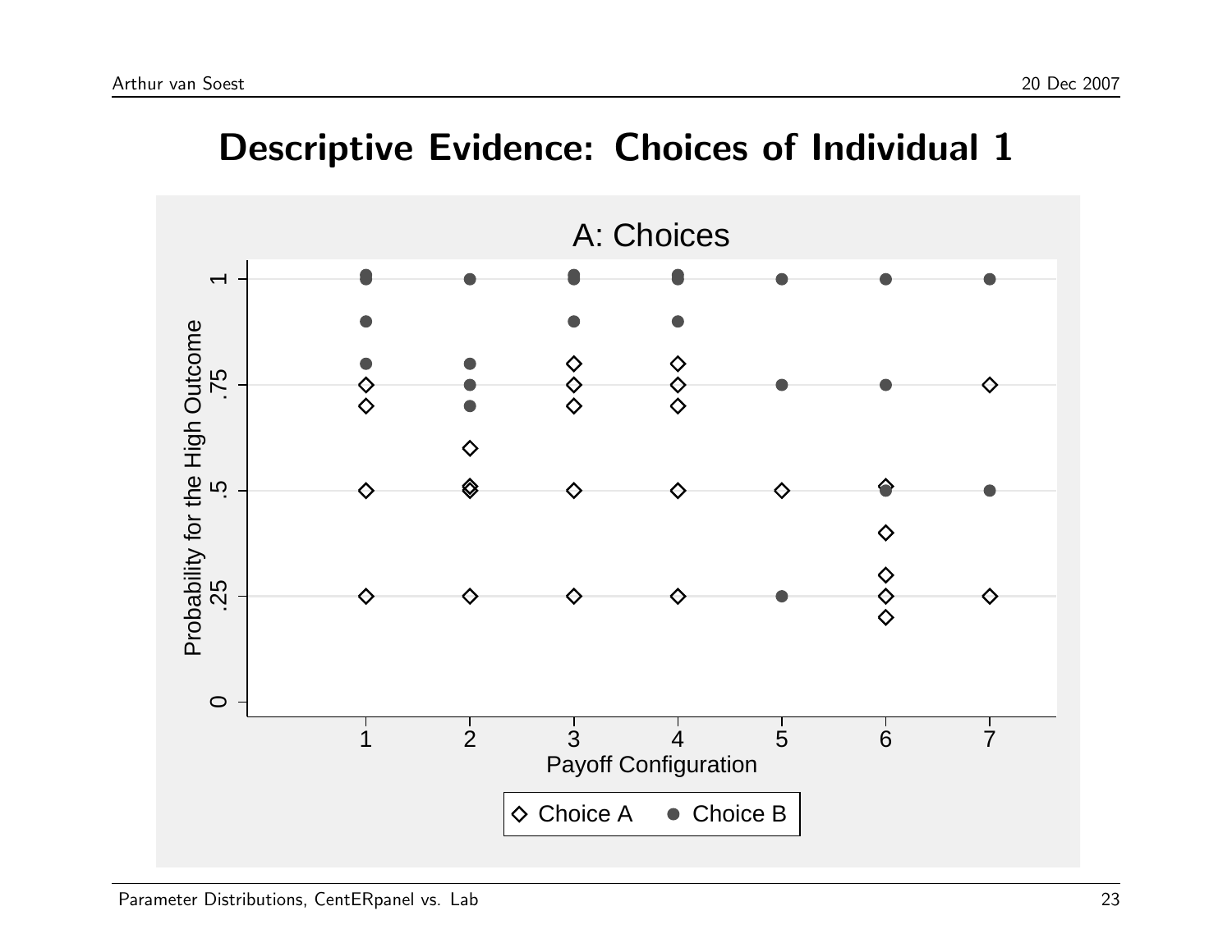# Descriptive Evidence: Choices of Individual 1

A: Choices

Probability for the High Outcome

Payoff Configuration

Choice A   Choice B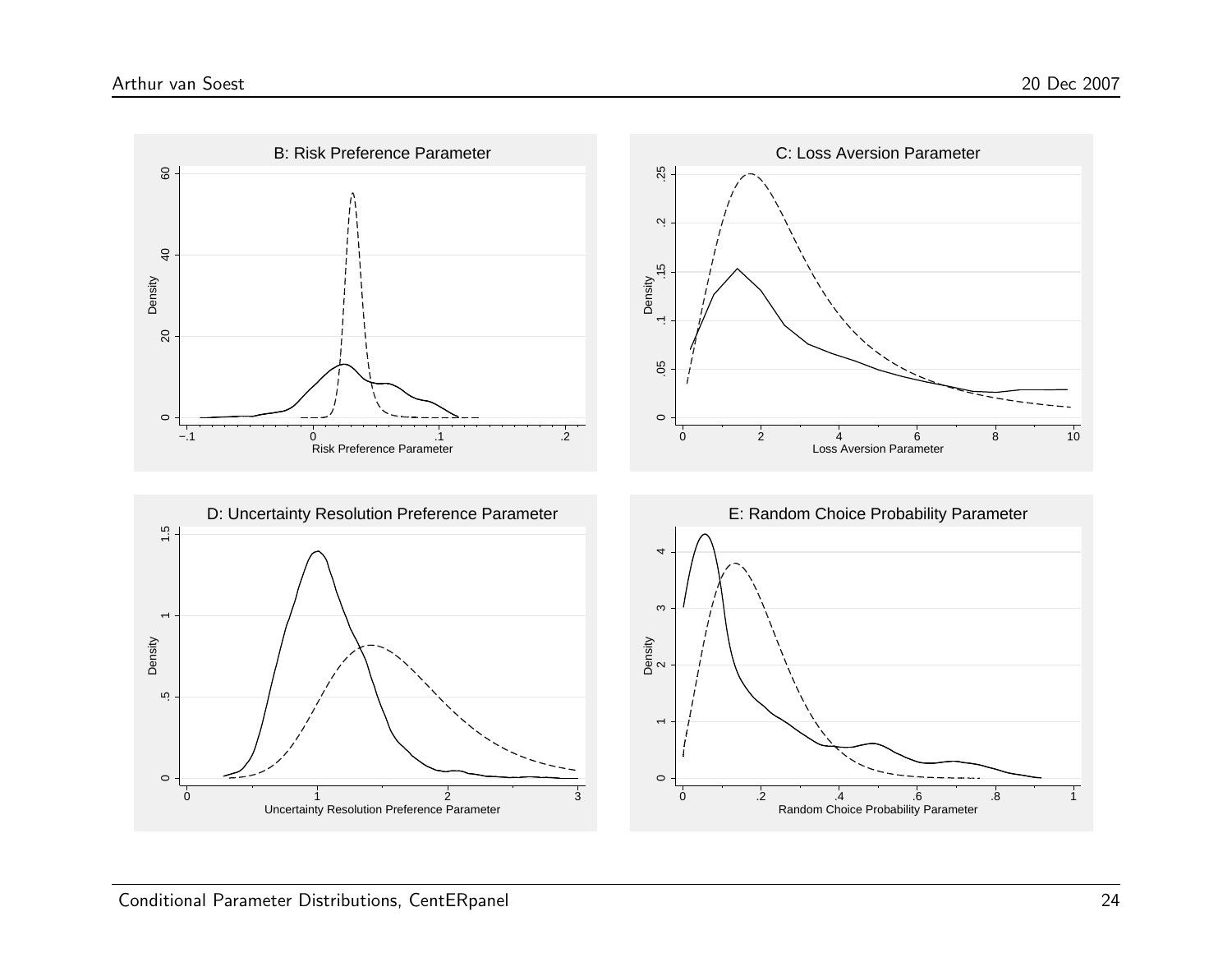Conditional Parameter Distributions, CentERpanel

B: Risk Preference Parameter

C: Loss Aversion Parameter

D: Uncertainty Resolution Preference Parameter

E: Random Choice Probability Parameter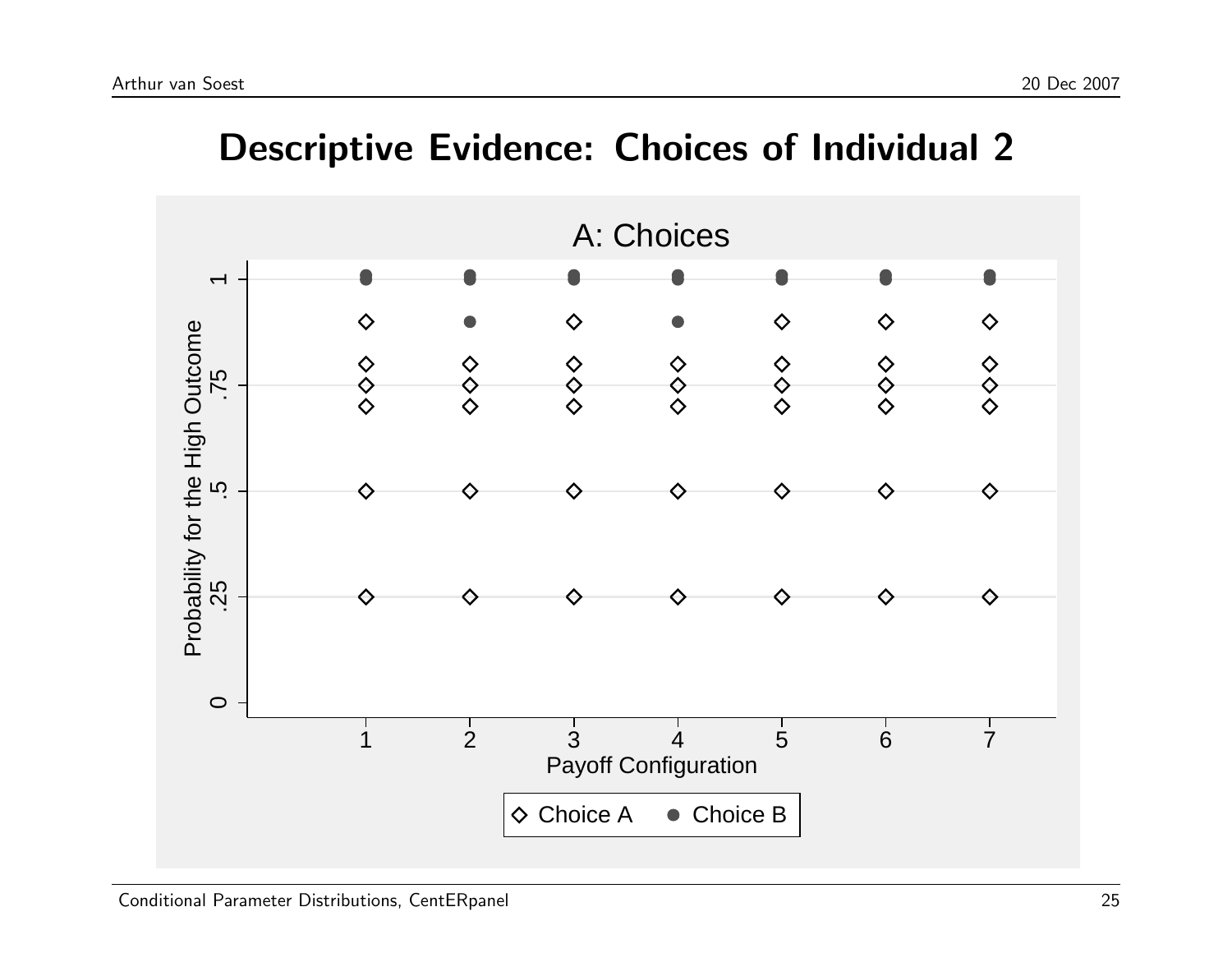# Descriptive Evidence: Choices of Individual 2

A: Choices

Probability for the High Outcome

Payoff Configuration

◇ Choice A ● Choice B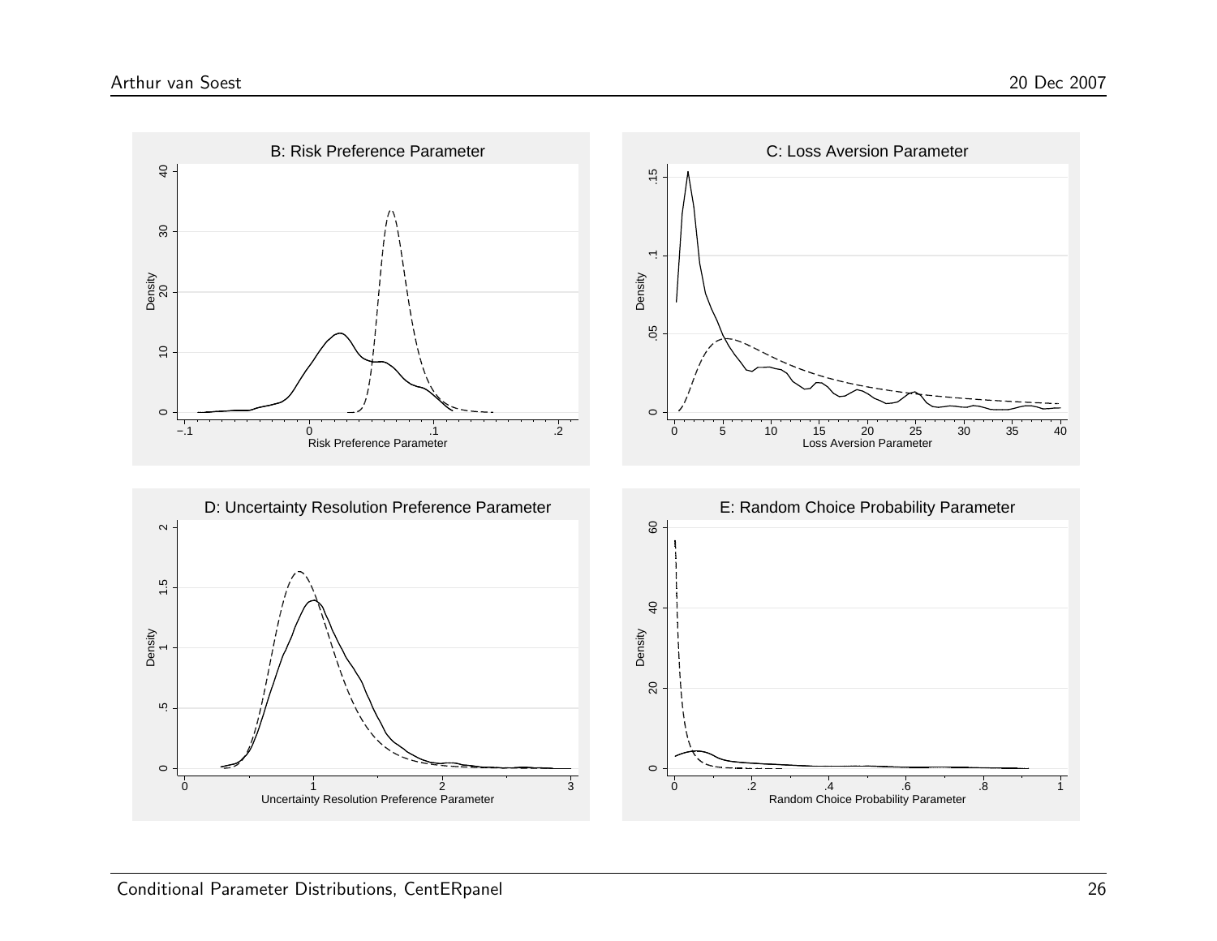## B: Risk Preference Parameter

## C: Loss Aversion Parameter

## D: Uncertainty Resolution Preference Parameter

## E: Random Choice Probability Parameter

Conditional Parameter Distributions, CentERpanel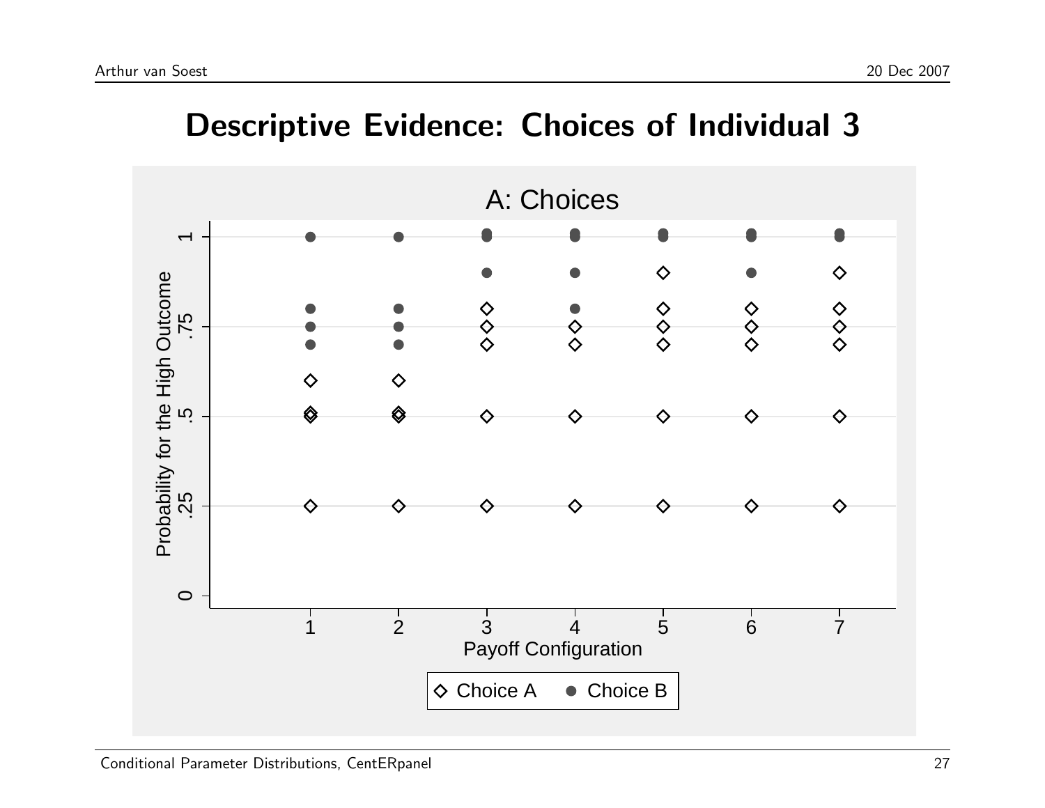# Descriptive Evidence: Choices of Individual 3

A: Choices

Probability for the High Outcome

Payoff Configuration

Choice A   Choice B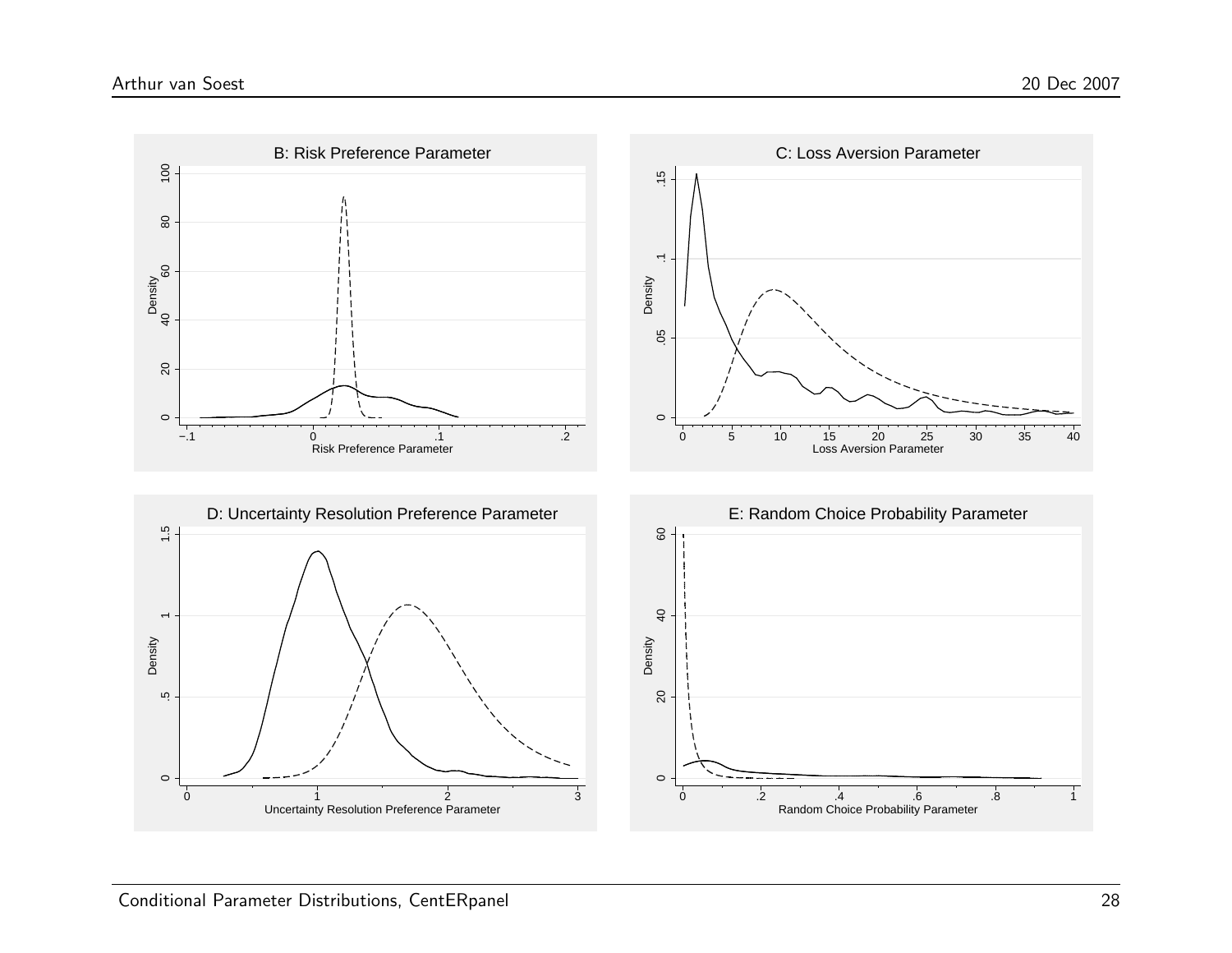B: Risk Preference Parameter

C: Loss Aversion Parameter

D: Uncertainty Resolution Preference Parameter

E: Random Choice Probability Parameter

Conditional Parameter Distributions, CentERpanel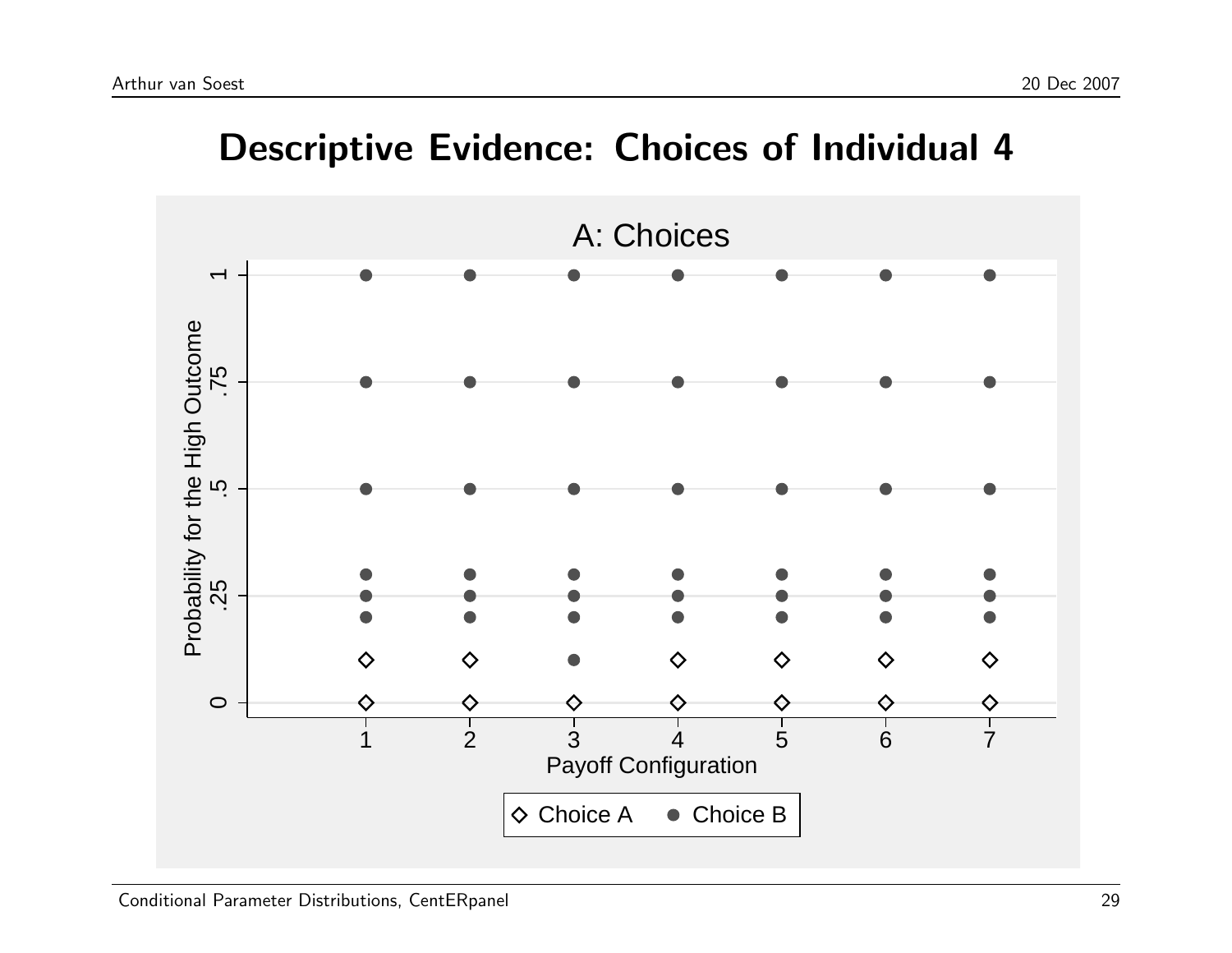# Descriptive Evidence: Choices of Individual 4

A: Choices

Probability for the High Outcome

0 .25 .5 .75 1

1 2 3 4 5 6 7

Payoff Configuration

◇ Choice A ● Choice B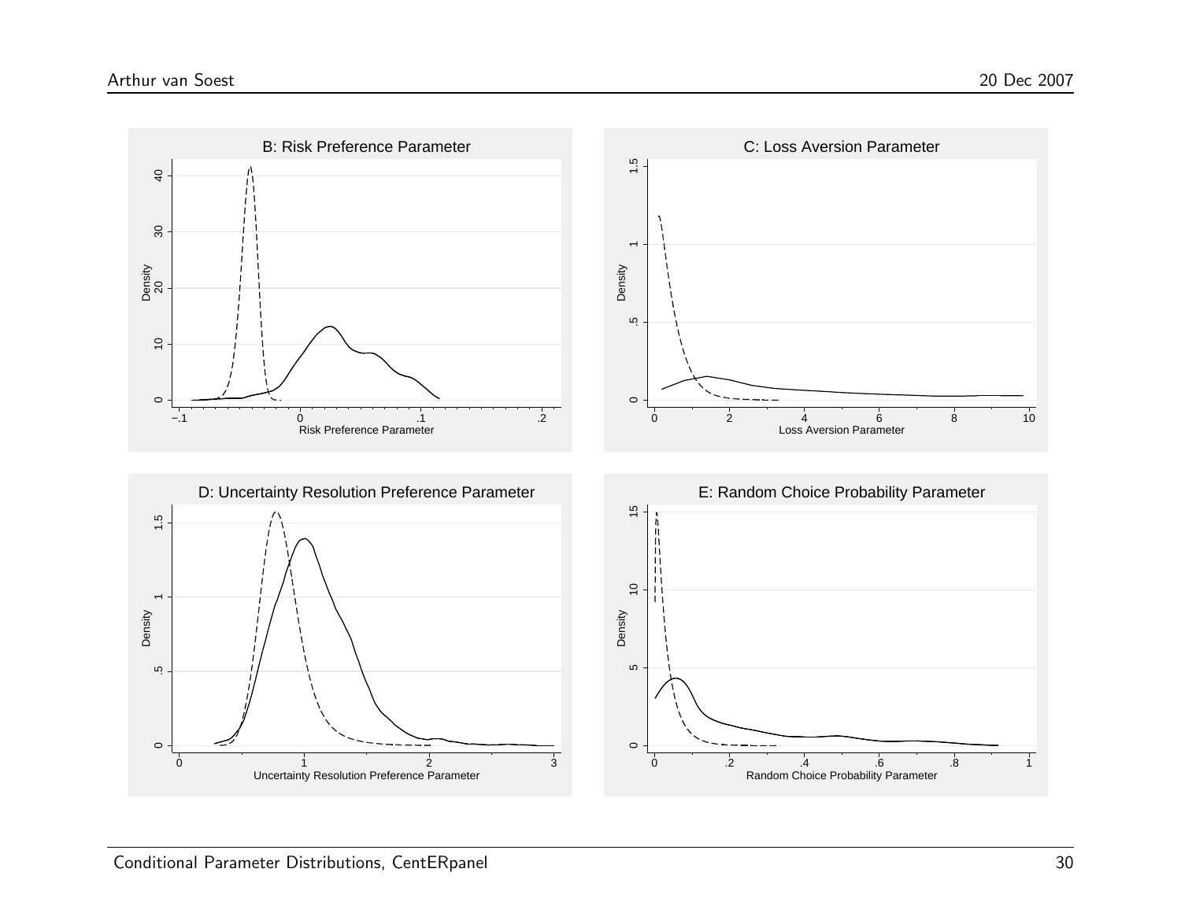B: Risk Preference Parameter

C: Loss Aversion Parameter

D: Uncertainty Resolution Preference Parameter

E: Random Choice Probability Parameter

Conditional Parameter Distributions, CentERpanel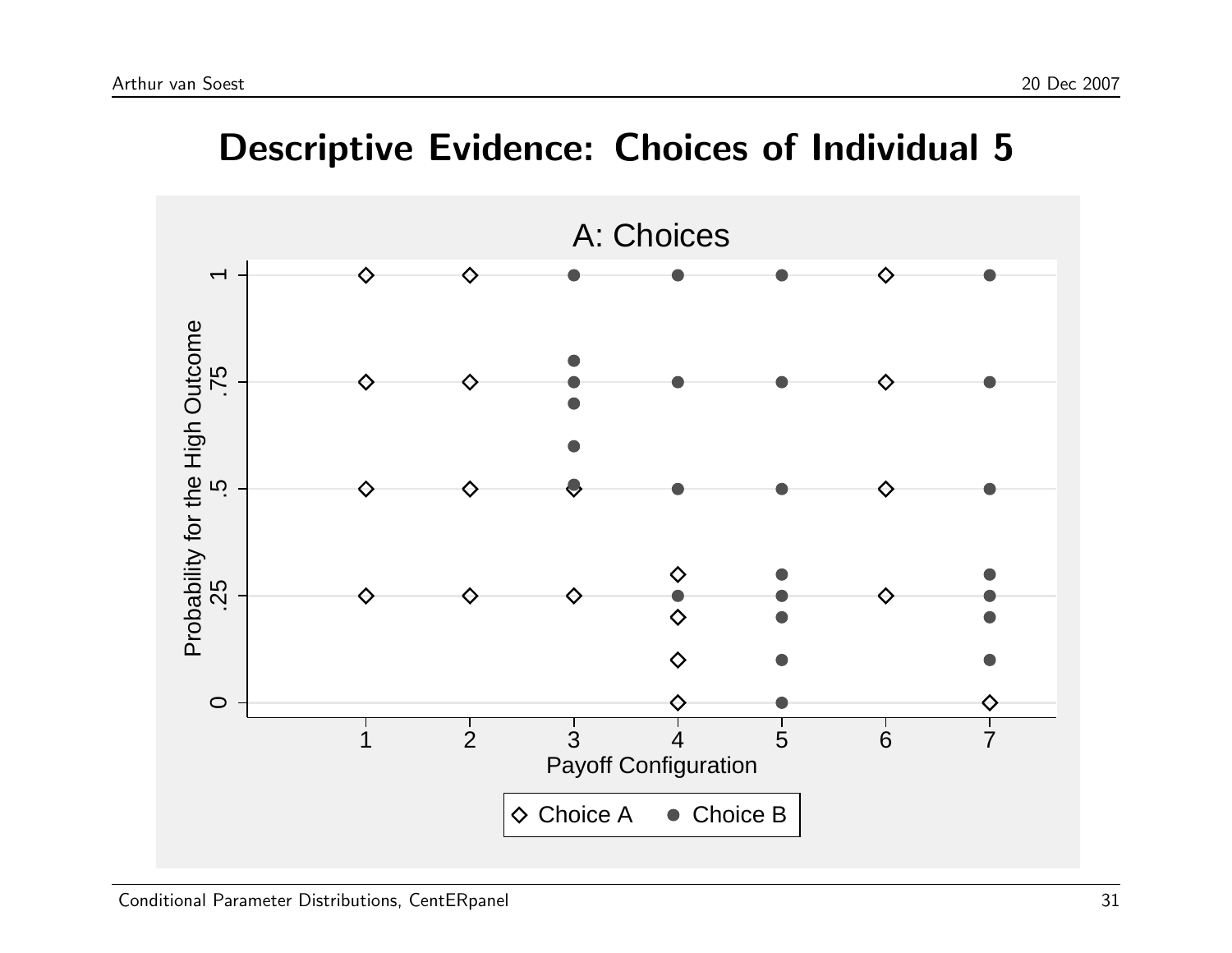# Descriptive Evidence: Choices of Individual 5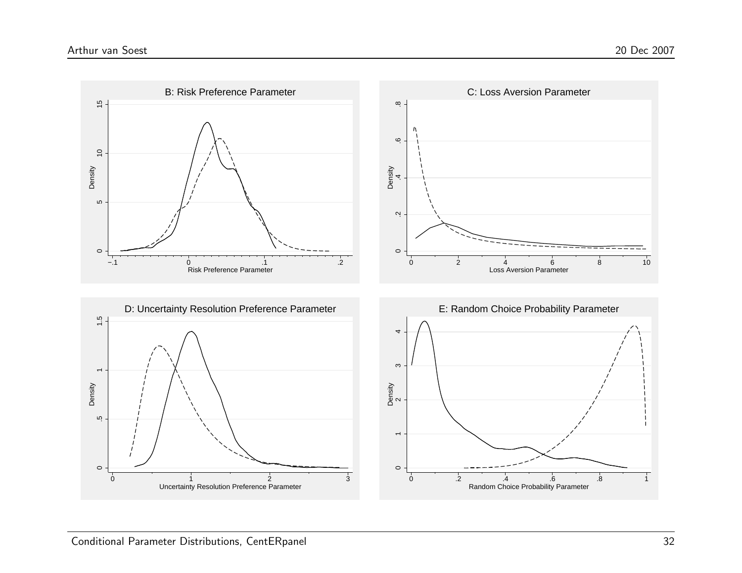B: Risk Preference Parameter

C: Loss Aversion Parameter

D: Uncertainty Resolution Preference Parameter

E: Random Choice Probability Parameter

Conditional Parameter Distributions, CentERpanel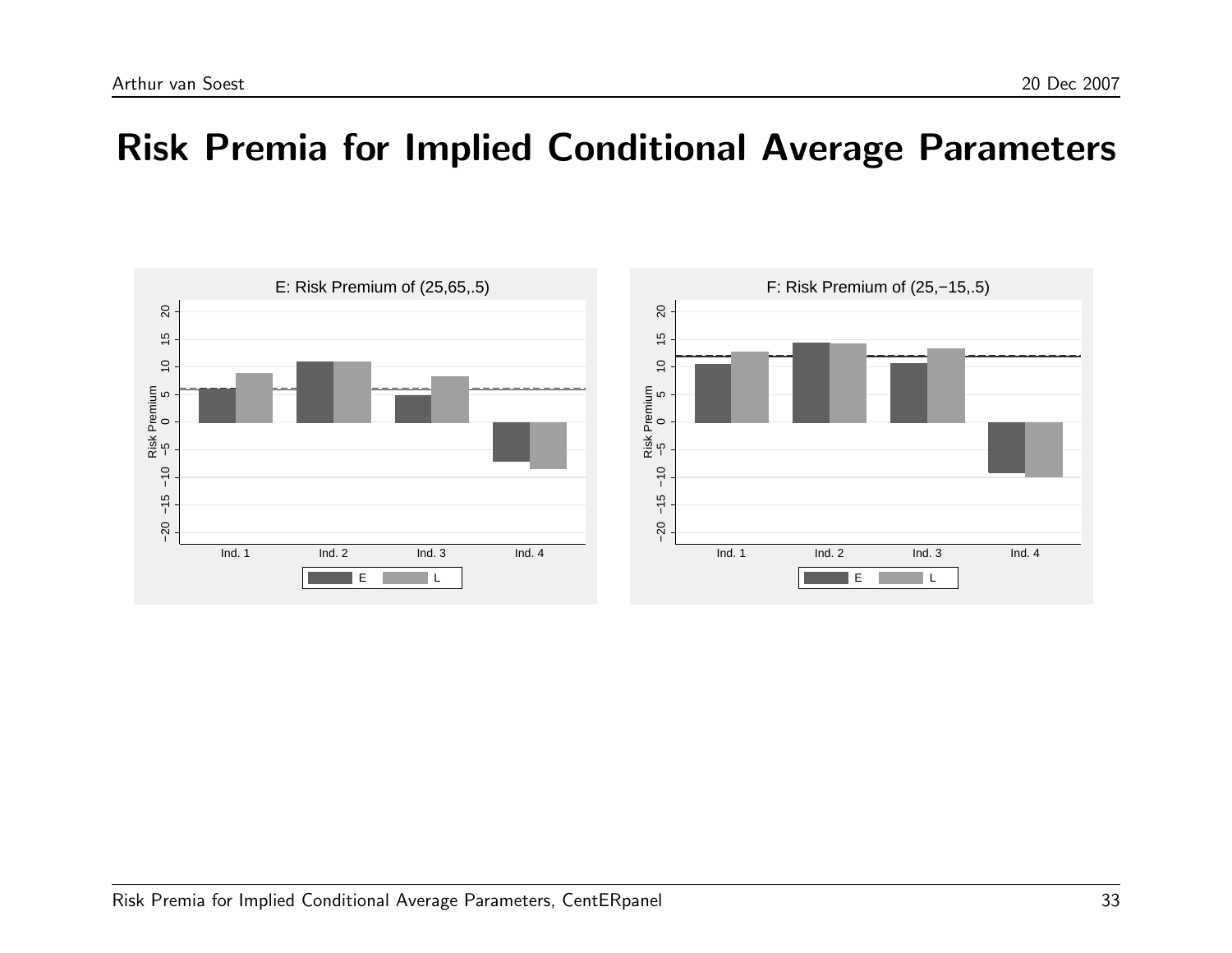# Risk Premia for Implied Conditional Average Parameters

E: Risk Premium of (25,65,.5)

F: Risk Premium of (25,−15,.5)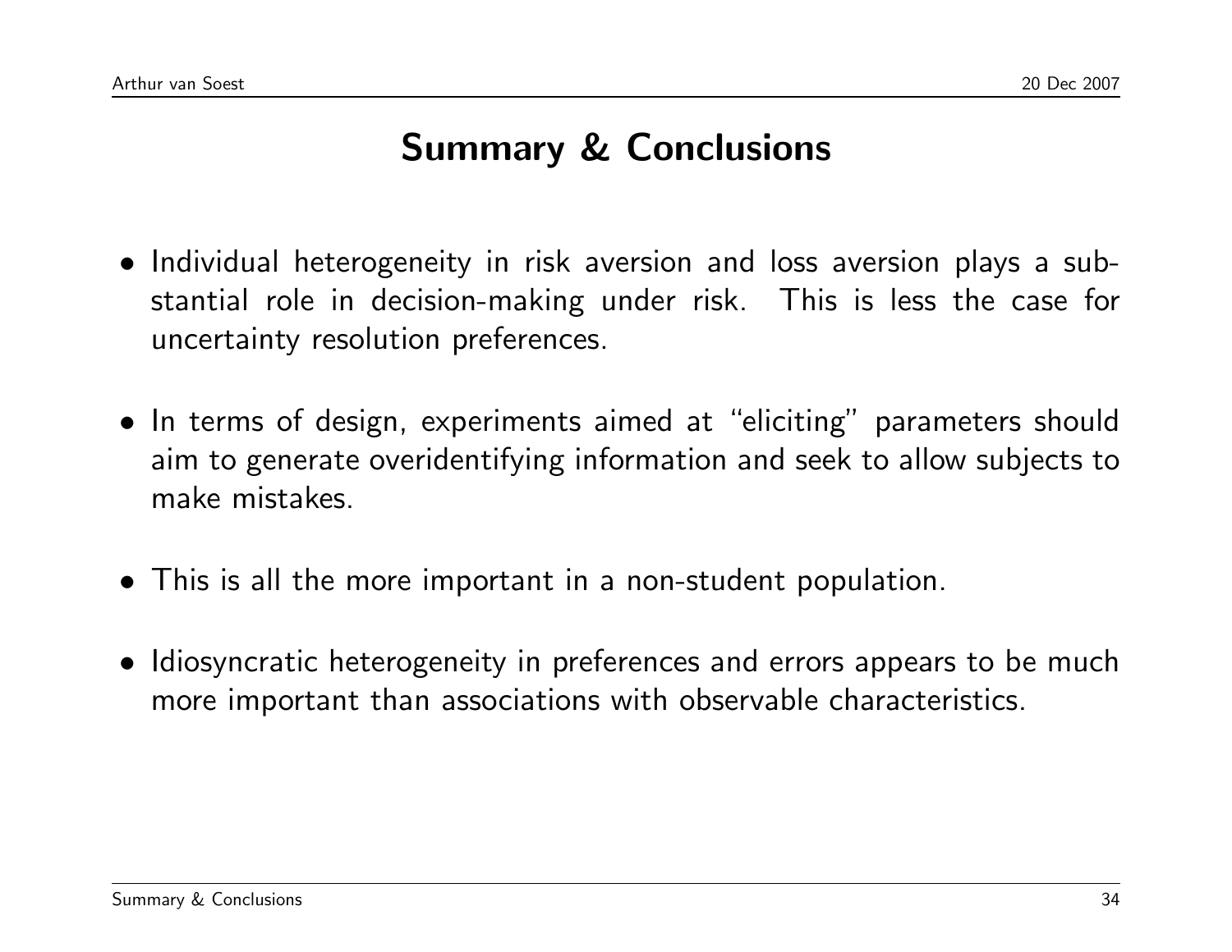# Summary & Conclusions

- Individual heterogeneity in risk aversion and loss aversion plays a substantial role in decision-making under risk. This is less the case for uncertainty resolution preferences.

- In terms of design, experiments aimed at "eliciting" parameters should aim to generate overidentifying information and seek to allow subjects to make mistakes.

- This is all the more important in a non-student population.

- Idiosyncratic heterogeneity in preferences and errors appears to be much more important than associations with observable characteristics.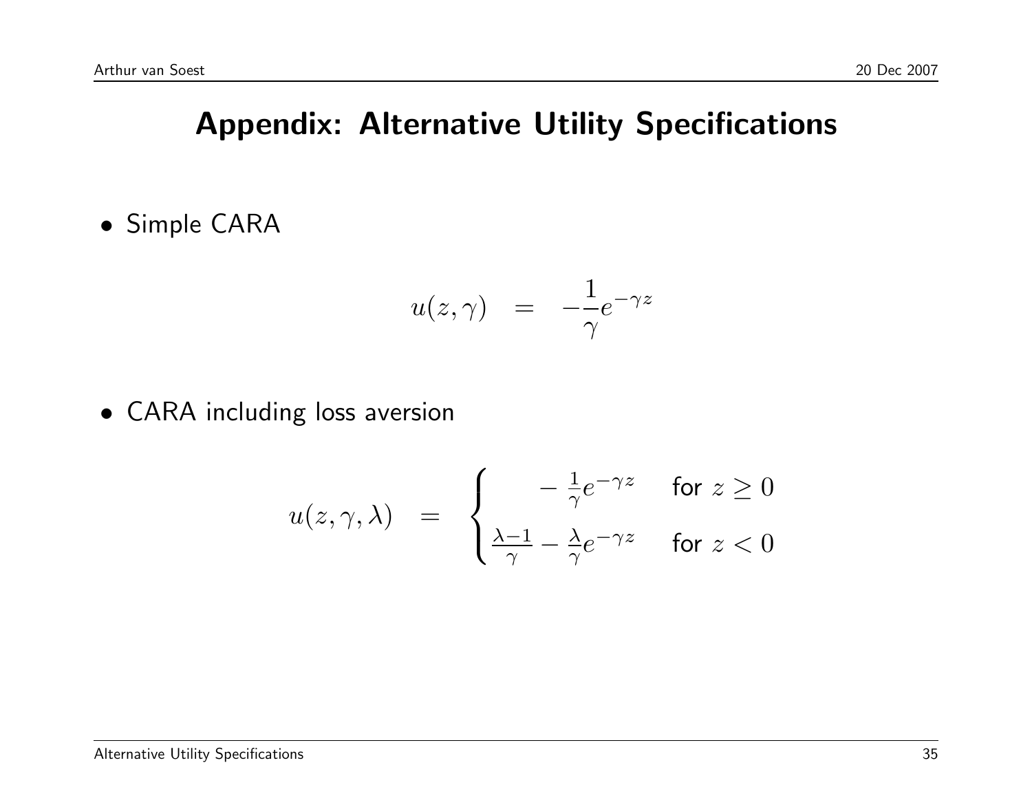# Appendix: Alternative Utility Specifications

- Simple CARA

$$u(z, \gamma) \quad = \quad -\frac{1}{\gamma} e^{-\gamma z}$$

- CARA including loss aversion

$$u(z, \gamma, \lambda) \quad = \quad \begin{cases} -\frac{1}{\gamma} e^{-\gamma z} & \text{for } z \geq 0 \\ \frac{\lambda - 1}{\gamma} - \frac{\lambda}{\gamma} e^{-\gamma z} & \text{for } z < 0 \end{cases}$$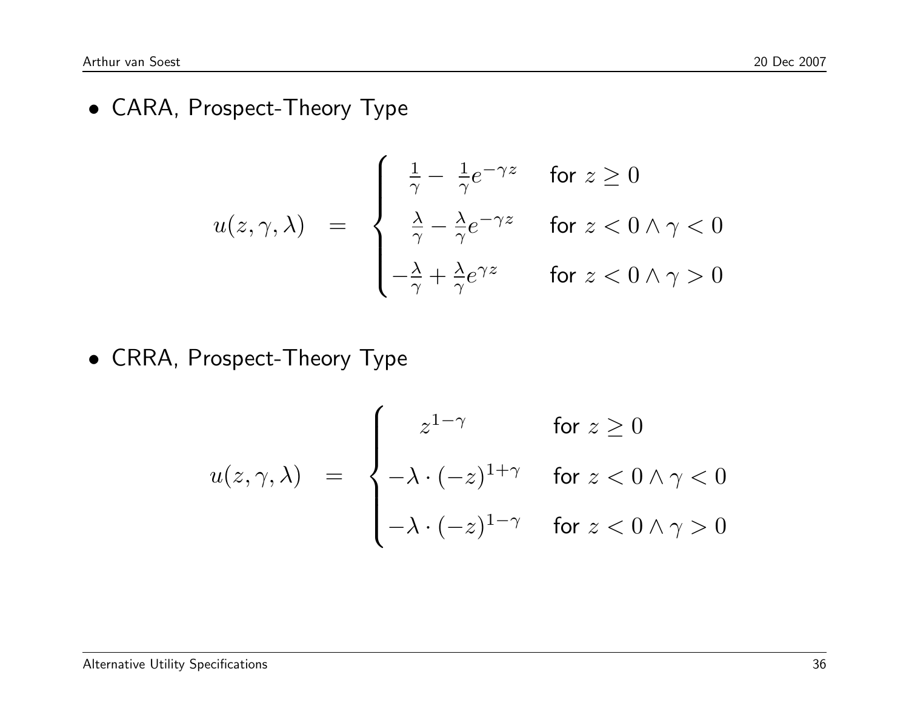- CARA, Prospect-Theory Type

$$
u(z,\gamma,\lambda) = \begin{cases} \frac{1}{\gamma} - \frac{1}{\gamma}e^{-\gamma z} & \text{for } z \geq 0 \\ \frac{\lambda}{\gamma} - \frac{\lambda}{\gamma}e^{-\gamma z} & \text{for } z < 0 \wedge \gamma < 0 \\ -\frac{\lambda}{\gamma} + \frac{\lambda}{\gamma}e^{\gamma z} & \text{for } z < 0 \wedge \gamma > 0 \end{cases}
$$

- CRRA, Prospect-Theory Type

$$
u(z,\gamma,\lambda) = \begin{cases} z^{1-\gamma} & \text{for } z \geq 0 \\ -\lambda \cdot (-z)^{1+\gamma} & \text{for } z < 0 \wedge \gamma < 0 \\ -\lambda \cdot (-z)^{1-\gamma} & \text{for } z < 0 \wedge \gamma > 0 \end{cases}
$$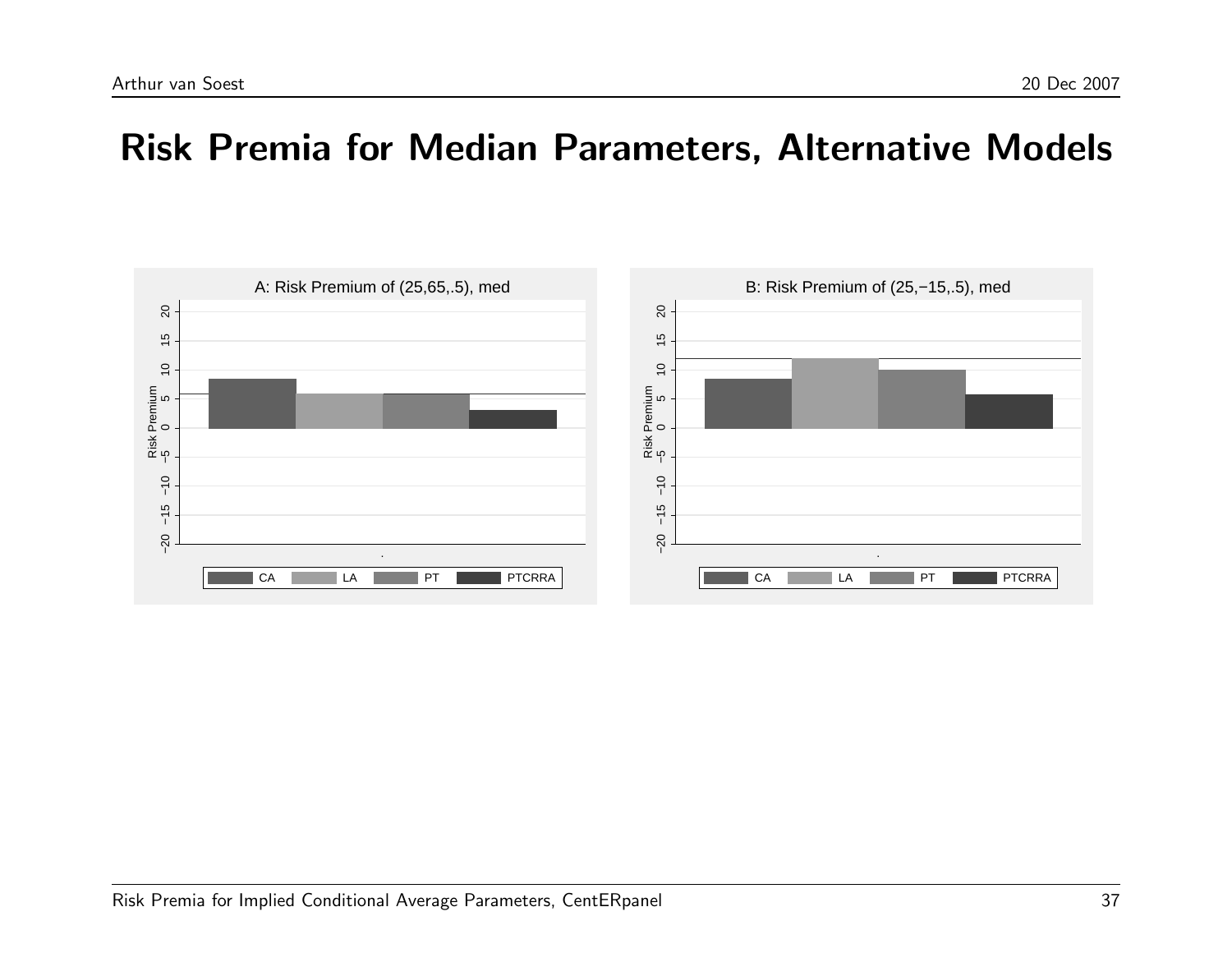# Risk Premia for Median Parameters, Alternative Models

A: Risk Premium of (25,65,.5), med

Risk Premium

CA LA PT PTCRRA

B: Risk Premium of (25,−15,.5), med

Risk Premium

CA LA PT PTCRRA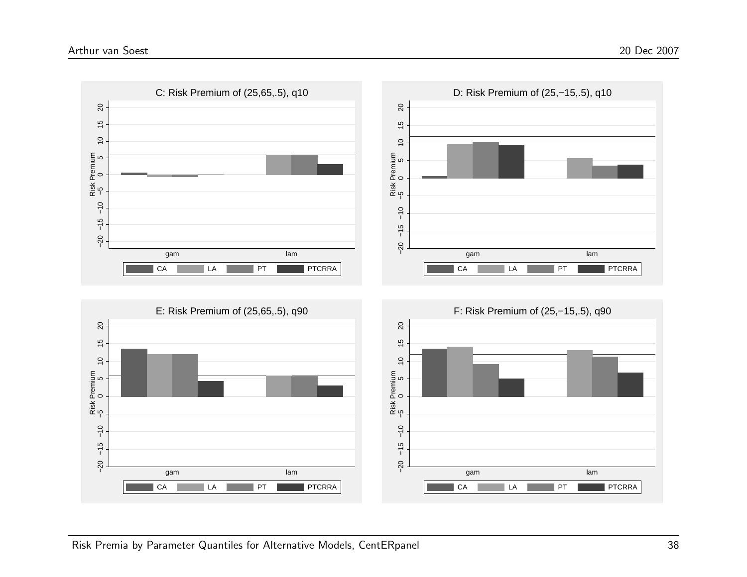C: Risk Premium of (25,65,.5), q10

Risk Premium

20 15 10 5 0 −5 −10 −15 −20

gam lam

CA LA PT PTCRRA

D: Risk Premium of (25,−15,.5), q10

Risk Premium

20 15 10 5 0 −5 −10 −15 −20

gam lam

CA LA PT PTCRRA

E: Risk Premium of (25,65,.5), q90

Risk Premium

20 15 10 5 0 −5 −10 −15 −20

gam lam

CA LA PT PTCRRA

F: Risk Premium of (25,−15,.5), q90

Risk Premium

20 15 10 5 0 −5 −10 −15 −20

gam lam

CA LA PT PTCRRA

Risk Premia by Parameter Quantiles for Alternative Models, CentERpanel